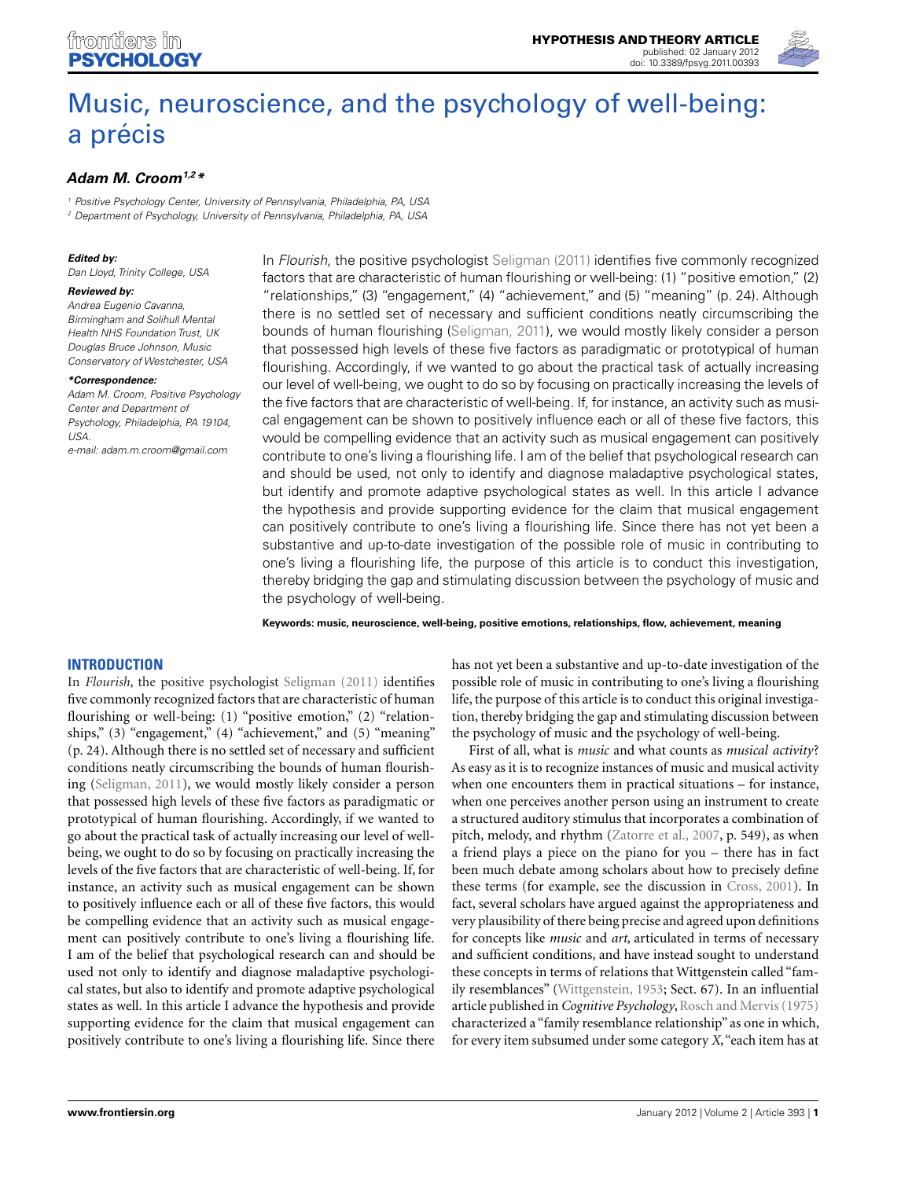# Music, neuroscience, and the psychology of well-being: a précis

***Adam M. Croom*** [1,2] *

[1] *Positive Psychology Center, University of Pennsylvania, Philadelphia, PA, USA*
[2] *Department of Psychology, University of Pennsylvania, Philadelphia, PA, USA*

***Edited by:***
*Dan Lloyd, Trinity College, USA*

***Reviewed by:***
*Andrea Eugenio Cavanna, Birmingham and Solihull Mental Health NHS Foundation Trust, UK*
*Douglas Bruce Johnson, Music Conservatory of Westchester, USA*

***\*Correspondence:***
*Adam M. Croom, Positive Psychology Center and Department of Psychology, Philadelphia, PA 19104, USA.*
*e-mail: adam.m.croom@gmail.com*

In *Flourish,* the positive psychologist Seligman (2011) identifies five commonly recognized factors that are characteristic of human flourishing or well-being: (1) "positive emotion," (2) "relationships," (3) "engagement," (4) "achievement," and (5) "meaning" (p. 24). Although there is no settled set of necessary and sufficient conditions neatly circumscribing the bounds of human flourishing (Seligman, 2011), we would mostly likely consider a person that possessed high levels of these five factors as paradigmatic or prototypical of human flourishing. Accordingly, if we wanted to go about the practical task of actually increasing our level of well-being, we ought to do so by focusing on practically increasing the levels of the five factors that are characteristic of well-being. If, for instance, an activity such as musical engagement can be shown to positively influence each or all of these five factors, this would be compelling evidence that an activity such as musical engagement can positively contribute to one's living a flourishing life. I am of the belief that psychological research can and should be used, not only to identify and diagnose maladaptive psychological states, but identify and promote adaptive psychological states as well. In this article I advance the hypothesis and provide supporting evidence for the claim that musical engagement can positively contribute to one's living a flourishing life. Since there has not yet been a substantive and up-to-date investigation of the possible role of music in contributing to one's living a flourishing life, the purpose of this article is to conduct this investigation, thereby bridging the gap and stimulating discussion between the psychology of music and the psychology of well-being.

**Keywords: music, neuroscience, well-being, positive emotions, relationships, flow, achievement, meaning**

## INTRODUCTION

In *Flourish*, the positive psychologist Seligman (2011) identifies five commonly recognized factors that are characteristic of human flourishing or well-being: (1) "positive emotion," (2) "relationships," (3) "engagement," (4) "achievement," and (5) "meaning" (p. 24). Although there is no settled set of necessary and sufficient conditions neatly circumscribing the bounds of human flourishing (Seligman, 2011), we would mostly likely consider a person that possessed high levels of these five factors as paradigmatic or prototypical of human flourishing. Accordingly, if we wanted to go about the practical task of actually increasing our level of well-being, we ought to do so by focusing on practically increasing the levels of the five factors that are characteristic of well-being. If, for instance, an activity such as musical engagement can be shown to positively influence each or all of these five factors, this would be compelling evidence that an activity such as musical engagement can positively contribute to one's living a flourishing life. I am of the belief that psychological research can and should be used not only to identify and diagnose maladaptive psychological states, but also to identify and promote adaptive psychological states as well. In this article I advance the hypothesis and provide supporting evidence for the claim that musical engagement can positively contribute to one's living a flourishing life. Since there has not yet been a substantive and up-to-date investigation of the possible role of music in contributing to one's living a flourishing life, the purpose of this article is to conduct this original investigation, thereby bridging the gap and stimulating discussion between the psychology of music and the psychology of well-being.

First of all, what is *music* and what counts as *musical activity*? As easy as it is to recognize instances of music and musical activity when one encounters them in practical situations – for instance, when one perceives another person using an instrument to create a structured auditory stimulus that incorporates a combination of pitch, melody, and rhythm (Zatorre et al., 2007, p. 549), as when a friend plays a piece on the piano for you – there has in fact been much debate among scholars about how to precisely define these terms (for example, see the discussion in Cross, 2001). In fact, several scholars have argued against the appropriateness and very plausibility of there being precise and agreed upon definitions for concepts like *music* and *art*, articulated in terms of necessary and sufficient conditions, and have instead sought to understand these concepts in terms of relations that Wittgenstein called "family resemblances" (Wittgenstein, 1953; Sect. 67). In an influential article published in *Cognitive Psychology*, Rosch and Mervis (1975) characterized a "family resemblance relationship" as one in which, for every item subsumed under some category *X*, "each item has at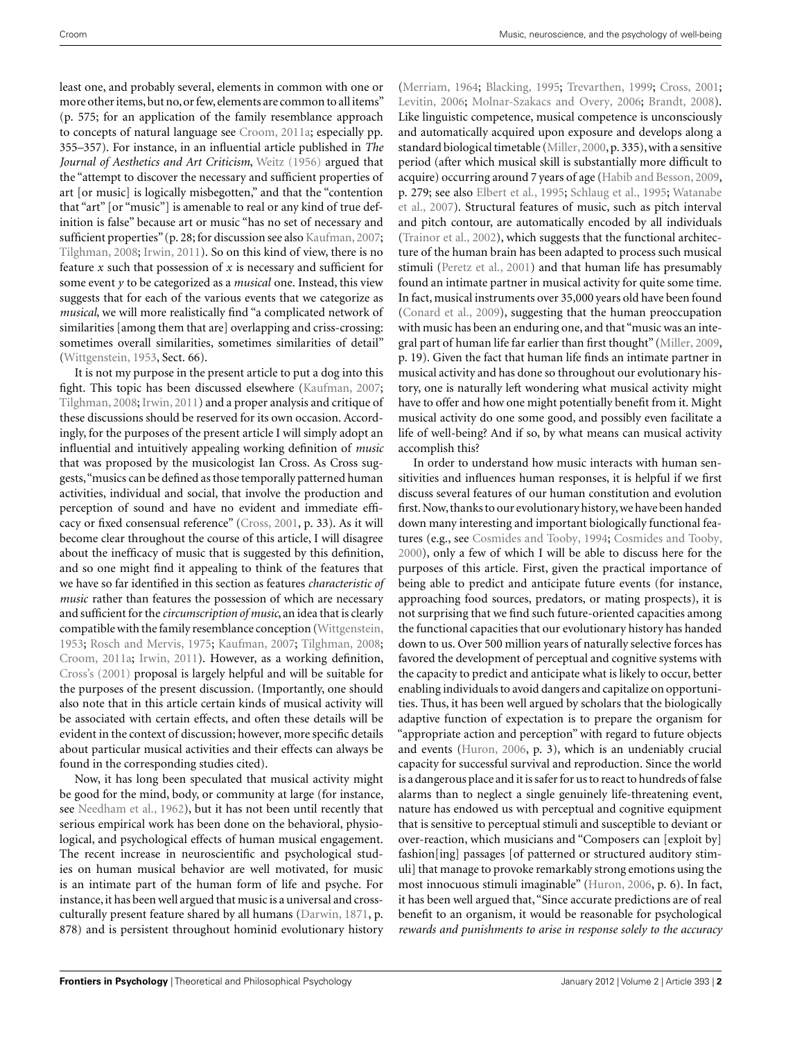least one, and probably several, elements in common with one or more other items, but no, or few, elements are common to all items" (p. 575; for an application of the family resemblance approach to concepts of natural language see Croom, 2011a; especially pp. 355–357). For instance, in an influential article published in *The Journal of Aesthetics and Art Criticism*, Weitz (1956) argued that the "attempt to discover the necessary and sufficient properties of art [or music] is logically misbegotten," and that the "contention that "art" [or "music"] is amenable to real or any kind of true definition is false" because art or music "has no set of necessary and sufficient properties" (p. 28; for discussion see also Kaufman, 2007; Tilghman, 2008; Irwin, 2011). So on this kind of view, there is no feature *x* such that possession of *x* is necessary and sufficient for some event *y* to be categorized as a *musical* one. Instead, this view suggests that for each of the various events that we categorize as *musical*, we will more realistically find "a complicated network of similarities [among them that are] overlapping and criss-crossing: sometimes overall similarities, sometimes similarities of detail" (Wittgenstein, 1953, Sect. 66).

It is not my purpose in the present article to put a dog into this fight. This topic has been discussed elsewhere (Kaufman, 2007; Tilghman, 2008; Irwin, 2011) and a proper analysis and critique of these discussions should be reserved for its own occasion. Accordingly, for the purposes of the present article I will simply adopt an influential and intuitively appealing working definition of *music* that was proposed by the musicologist Ian Cross. As Cross suggests, "musics can be defined as those temporally patterned human activities, individual and social, that involve the production and perception of sound and have no evident and immediate efficacy or fixed consensual reference" (Cross, 2001, p. 33). As it will become clear throughout the course of this article, I will disagree about the inefficacy of music that is suggested by this definition, and so one might find it appealing to think of the features that we have so far identified in this section as features *characteristic of music* rather than features the possession of which are necessary and sufficient for the *circumscription of music*, an idea that is clearly compatible with the family resemblance conception (Wittgenstein, 1953; Rosch and Mervis, 1975; Kaufman, 2007; Tilghman, 2008; Croom, 2011a; Irwin, 2011). However, as a working definition, Cross's (2001) proposal is largely helpful and will be suitable for the purposes of the present discussion. (Importantly, one should also note that in this article certain kinds of musical activity will be associated with certain effects, and often these details will be evident in the context of discussion; however, more specific details about particular musical activities and their effects can always be found in the corresponding studies cited).

Now, it has long been speculated that musical activity might be good for the mind, body, or community at large (for instance, see Needham et al., 1962), but it has not been until recently that serious empirical work has been done on the behavioral, physiological, and psychological effects of human musical engagement. The recent increase in neuroscientific and psychological studies on human musical behavior are well motivated, for music is an intimate part of the human form of life and psyche. For instance, it has been well argued that music is a universal and cross-culturally present feature shared by all humans (Darwin, 1871, p. 878) and is persistent throughout hominid evolutionary history (Merriam, 1964; Blacking, 1995; Trevarthen, 1999; Cross, 2001; Levitin, 2006; Molnar-Szakacs and Overy, 2006; Brandt, 2008). Like linguistic competence, musical competence is unconsciously and automatically acquired upon exposure and develops along a standard biological timetable (Miller, 2000, p. 335), with a sensitive period (after which musical skill is substantially more difficult to acquire) occurring around 7 years of age (Habib and Besson, 2009, p. 279; see also Elbert et al., 1995; Schlaug et al., 1995; Watanabe et al., 2007). Structural features of music, such as pitch interval and pitch contour, are automatically encoded by all individuals (Trainor et al., 2002), which suggests that the functional architecture of the human brain has been adapted to process such musical stimuli (Peretz et al., 2001) and that human life has presumably found an intimate partner in musical activity for quite some time. In fact, musical instruments over 35,000 years old have been found (Conard et al., 2009), suggesting that the human preoccupation with music has been an enduring one, and that "music was an integral part of human life far earlier than first thought" (Miller, 2009, p. 19). Given the fact that human life finds an intimate partner in musical activity and has done so throughout our evolutionary history, one is naturally left wondering what musical activity might have to offer and how one might potentially benefit from it. Might musical activity do one some good, and possibly even facilitate a life of well-being? And if so, by what means can musical activity accomplish this?

In order to understand how music interacts with human sensitivities and influences human responses, it is helpful if we first discuss several features of our human constitution and evolution first. Now, thanks to our evolutionary history, we have been handed down many interesting and important biologically functional features (e.g., see Cosmides and Tooby, 1994; Cosmides and Tooby, 2000), only a few of which I will be able to discuss here for the purposes of this article. First, given the practical importance of being able to predict and anticipate future events (for instance, approaching food sources, predators, or mating prospects), it is not surprising that we find such future-oriented capacities among the functional capacities that our evolutionary history has handed down to us. Over 500 million years of naturally selective forces has favored the development of perceptual and cognitive systems with the capacity to predict and anticipate what is likely to occur, better enabling individuals to avoid dangers and capitalize on opportunities. Thus, it has been well argued by scholars that the biologically adaptive function of expectation is to prepare the organism for "appropriate action and perception" with regard to future objects and events (Huron, 2006, p. 3), which is an undeniably crucial capacity for successful survival and reproduction. Since the world is a dangerous place and it is safer for us to react to hundreds of false alarms than to neglect a single genuinely life-threatening event, nature has endowed us with perceptual and cognitive equipment that is sensitive to perceptual stimuli and susceptible to deviant or over-reaction, which musicians and "Composers can [exploit by] fashion[ing] passages [of patterned or structured auditory stimuli] that manage to provoke remarkably strong emotions using the most innocuous stimuli imaginable" (Huron, 2006, p. 6). In fact, it has been well argued that, "Since accurate predictions are of real benefit to an organism, it would be reasonable for psychological *rewards and punishments to arise in response solely to the accuracy*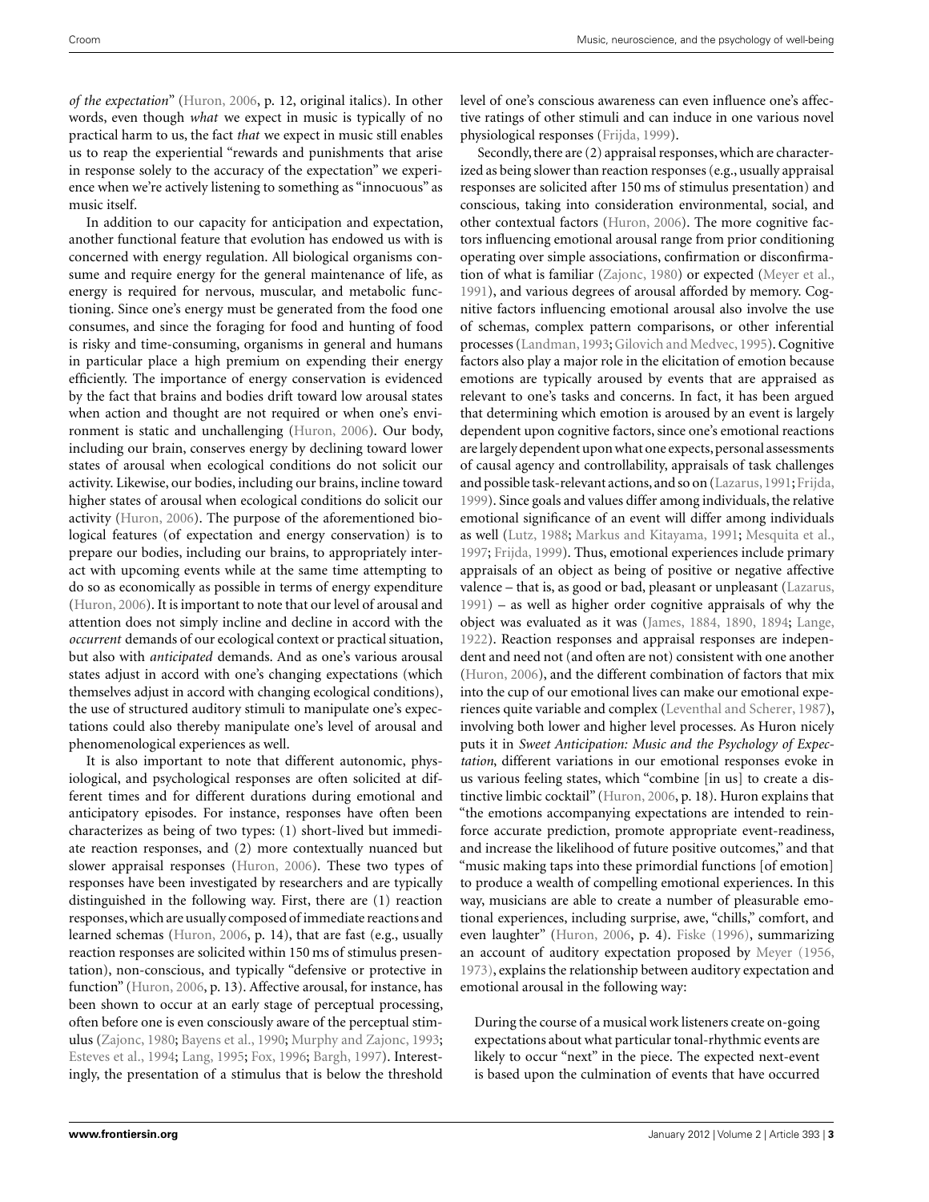*of the expectation*" (Huron, 2006, p. 12, original italics). In other words, even though *what* we expect in music is typically of no practical harm to us, the fact *that* we expect in music still enables us to reap the experiential "rewards and punishments that arise in response solely to the accuracy of the expectation" we experience when we're actively listening to something as "innocuous" as music itself.

In addition to our capacity for anticipation and expectation, another functional feature that evolution has endowed us with is concerned with energy regulation. All biological organisms consume and require energy for the general maintenance of life, as energy is required for nervous, muscular, and metabolic functioning. Since one's energy must be generated from the food one consumes, and since the foraging for food and hunting of food is risky and time-consuming, organisms in general and humans in particular place a high premium on expending their energy efficiently. The importance of energy conservation is evidenced by the fact that brains and bodies drift toward low arousal states when action and thought are not required or when one's environment is static and unchallenging (Huron, 2006). Our body, including our brain, conserves energy by declining toward lower states of arousal when ecological conditions do not solicit our activity. Likewise, our bodies, including our brains, incline toward higher states of arousal when ecological conditions do solicit our activity (Huron, 2006). The purpose of the aforementioned biological features (of expectation and energy conservation) is to prepare our bodies, including our brains, to appropriately interact with upcoming events while at the same time attempting to do so as economically as possible in terms of energy expenditure (Huron, 2006). It is important to note that our level of arousal and attention does not simply incline and decline in accord with the *occurrent* demands of our ecological context or practical situation, but also with *anticipated* demands. And as one's various arousal states adjust in accord with one's changing expectations (which themselves adjust in accord with changing ecological conditions), the use of structured auditory stimuli to manipulate one's expectations could also thereby manipulate one's level of arousal and phenomenological experiences as well.

It is also important to note that different autonomic, physiological, and psychological responses are often solicited at different times and for different durations during emotional and anticipatory episodes. For instance, responses have often been characterizes as being of two types: (1) short-lived but immediate reaction responses, and (2) more contextually nuanced but slower appraisal responses (Huron, 2006). These two types of responses have been investigated by researchers and are typically distinguished in the following way. First, there are (1) reaction responses, which are usually composed of immediate reactions and learned schemas (Huron, 2006, p. 14), that are fast (e.g., usually reaction responses are solicited within 150 ms of stimulus presentation), non-conscious, and typically "defensive or protective in function" (Huron, 2006, p. 13). Affective arousal, for instance, has been shown to occur at an early stage of perceptual processing, often before one is even consciously aware of the perceptual stimulus (Zajonc, 1980; Bayens et al., 1990; Murphy and Zajonc, 1993; Esteves et al., 1994; Lang, 1995; Fox, 1996; Bargh, 1997). Interestingly, the presentation of a stimulus that is below the threshold level of one's conscious awareness can even influence one's affective ratings of other stimuli and can induce in one various novel physiological responses (Frijda, 1999).

Secondly, there are (2) appraisal responses, which are characterized as being slower than reaction responses (e.g., usually appraisal responses are solicited after 150 ms of stimulus presentation) and conscious, taking into consideration environmental, social, and other contextual factors (Huron, 2006). The more cognitive factors influencing emotional arousal range from prior conditioning operating over simple associations, confirmation or disconfirmation of what is familiar (Zajonc, 1980) or expected (Meyer et al., 1991), and various degrees of arousal afforded by memory. Cognitive factors influencing emotional arousal also involve the use of schemas, complex pattern comparisons, or other inferential processes (Landman, 1993; Gilovich and Medvec, 1995). Cognitive factors also play a major role in the elicitation of emotion because emotions are typically aroused by events that are appraised as relevant to one's tasks and concerns. In fact, it has been argued that determining which emotion is aroused by an event is largely dependent upon cognitive factors, since one's emotional reactions are largely dependent upon what one expects, personal assessments of causal agency and controllability, appraisals of task challenges and possible task-relevant actions, and so on (Lazarus, 1991; Frijda, 1999). Since goals and values differ among individuals, the relative emotional significance of an event will differ among individuals as well (Lutz, 1988; Markus and Kitayama, 1991; Mesquita et al., 1997; Frijda, 1999). Thus, emotional experiences include primary appraisals of an object as being of positive or negative affective valence – that is, as good or bad, pleasant or unpleasant (Lazarus, 1991) – as well as higher order cognitive appraisals of why the object was evaluated as it was (James, 1884, 1890, 1894; Lange, 1922). Reaction responses and appraisal responses are independent and need not (and often are not) consistent with one another (Huron, 2006), and the different combination of factors that mix into the cup of our emotional lives can make our emotional experiences quite variable and complex (Leventhal and Scherer, 1987), involving both lower and higher level processes. As Huron nicely puts it in *Sweet Anticipation: Music and the Psychology of Expectation*, different variations in our emotional responses evoke in us various feeling states, which "combine [in us] to create a distinctive limbic cocktail" (Huron, 2006, p. 18). Huron explains that "the emotions accompanying expectations are intended to reinforce accurate prediction, promote appropriate event-readiness, and increase the likelihood of future positive outcomes," and that "music making taps into these primordial functions [of emotion] to produce a wealth of compelling emotional experiences. In this way, musicians are able to create a number of pleasurable emotional experiences, including surprise, awe, "chills," comfort, and even laughter" (Huron, 2006, p. 4). Fiske (1996), summarizing an account of auditory expectation proposed by Meyer (1956, 1973), explains the relationship between auditory expectation and emotional arousal in the following way:

> During the course of a musical work listeners create on-going expectations about what particular tonal-rhythmic events are likely to occur "next" in the piece. The expected next-event is based upon the culmination of events that have occurred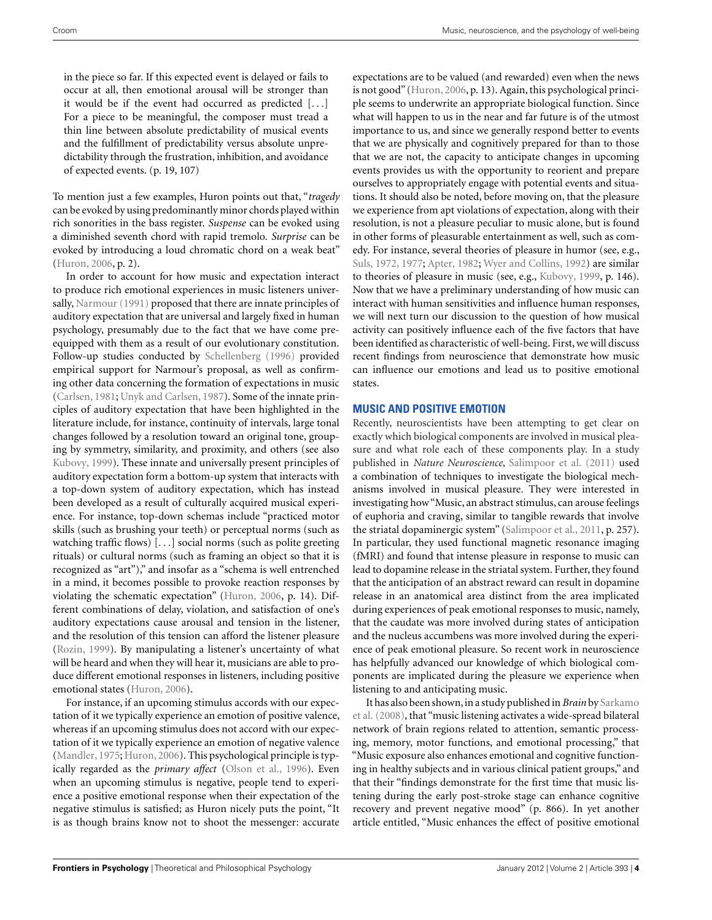in the piece so far. If this expected event is delayed or fails to occur at all, then emotional arousal will be stronger than it would be if the event had occurred as predicted [. . .] For a piece to be meaningful, the composer must tread a thin line between absolute predictability of musical events and the fulfillment of predictability versus absolute unpredictability through the frustration, inhibition, and avoidance of expected events. (p. 19, 107)

To mention just a few examples, Huron points out that, "*tragedy* can be evoked by using predominantly minor chords played within rich sonorities in the bass register. *Suspense* can be evoked using a diminished seventh chord with rapid tremolo. *Surprise* can be evoked by introducing a loud chromatic chord on a weak beat" (Huron, 2006, p. 2).

In order to account for how music and expectation interact to produce rich emotional experiences in music listeners universally, Narmour (1991) proposed that there are innate principles of auditory expectation that are universal and largely fixed in human psychology, presumably due to the fact that we have come pre-equipped with them as a result of our evolutionary constitution. Follow-up studies conducted by Schellenberg (1996) provided empirical support for Narmour's proposal, as well as confirming other data concerning the formation of expectations in music (Carlsen, 1981; Unyk and Carlsen, 1987). Some of the innate principles of auditory expectation that have been highlighted in the literature include, for instance, continuity of intervals, large tonal changes followed by a resolution toward an original tone, grouping by symmetry, similarity, and proximity, and others (see also Kubovy, 1999). These innate and universally present principles of auditory expectation form a bottom-up system that interacts with a top-down system of auditory expectation, which has instead been developed as a result of culturally acquired musical experience. For instance, top-down schemas include "practiced motor skills (such as brushing your teeth) or perceptual norms (such as watching traffic flows) [. . .] social norms (such as polite greeting rituals) or cultural norms (such as framing an object so that it is recognized as "art")," and insofar as a "schema is well entrenched in a mind, it becomes possible to provoke reaction responses by violating the schematic expectation" (Huron, 2006, p. 14). Different combinations of delay, violation, and satisfaction of one's auditory expectations cause arousal and tension in the listener, and the resolution of this tension can afford the listener pleasure (Rozin, 1999). By manipulating a listener's uncertainty of what will be heard and when they will hear it, musicians are able to produce different emotional responses in listeners, including positive emotional states (Huron, 2006).

For instance, if an upcoming stimulus accords with our expectation of it we typically experience an emotion of positive valence, whereas if an upcoming stimulus does not accord with our expectation of it we typically experience an emotion of negative valence (Mandler, 1975; Huron, 2006). This psychological principle is typically regarded as the *primary affect* (Olson et al., 1996). Even when an upcoming stimulus is negative, people tend to experience a positive emotional response when their expectation of the negative stimulus is satisfied; as Huron nicely puts the point, "It is as though brains know not to shoot the messenger: accurate expectations are to be valued (and rewarded) even when the news is not good" (Huron, 2006, p. 13). Again, this psychological principle seems to underwrite an appropriate biological function. Since what will happen to us in the near and far future is of the utmost importance to us, and since we generally respond better to events that we are physically and cognitively prepared for than to those that we are not, the capacity to anticipate changes in upcoming events provides us with the opportunity to reorient and prepare ourselves to appropriately engage with potential events and situations. It should also be noted, before moving on, that the pleasure we experience from apt violations of expectation, along with their resolution, is not a pleasure peculiar to music alone, but is found in other forms of pleasurable entertainment as well, such as comedy. For instance, several theories of pleasure in humor (see, e.g., Suls, 1972, 1977; Apter, 1982; Wyer and Collins, 1992) are similar to theories of pleasure in music (see, e.g., Kubovy, 1999, p. 146). Now that we have a preliminary understanding of how music can interact with human sensitivities and influence human responses, we will next turn our discussion to the question of how musical activity can positively influence each of the five factors that have been identified as characteristic of well-being. First, we will discuss recent findings from neuroscience that demonstrate how music can influence our emotions and lead us to positive emotional states.

## MUSIC AND POSITIVE EMOTION

Recently, neuroscientists have been attempting to get clear on exactly which biological components are involved in musical pleasure and what role each of these components play. In a study published in *Nature Neuroscience*, Salimpoor et al. (2011) used a combination of techniques to investigate the biological mechanisms involved in musical pleasure. They were interested in investigating how "Music, an abstract stimulus, can arouse feelings of euphoria and craving, similar to tangible rewards that involve the striatal dopaminergic system" (Salimpoor et al., 2011, p. 257). In particular, they used functional magnetic resonance imaging (fMRI) and found that intense pleasure in response to music can lead to dopamine release in the striatal system. Further, they found that the anticipation of an abstract reward can result in dopamine release in an anatomical area distinct from the area implicated during experiences of peak emotional responses to music, namely, that the caudate was more involved during states of anticipation and the nucleus accumbens was more involved during the experience of peak emotional pleasure. So recent work in neuroscience has helpfully advanced our knowledge of which biological components are implicated during the pleasure we experience when listening to and anticipating music.

It has also been shown, in a study published in *Brain* by Sarkamo et al. (2008), that "music listening activates a wide-spread bilateral network of brain regions related to attention, semantic processing, memory, motor functions, and emotional processing," that "Music exposure also enhances emotional and cognitive functioning in healthy subjects and in various clinical patient groups," and that their "findings demonstrate for the first time that music listening during the early post-stroke stage can enhance cognitive recovery and prevent negative mood" (p. 866). In yet another article entitled, "Music enhances the effect of positive emotional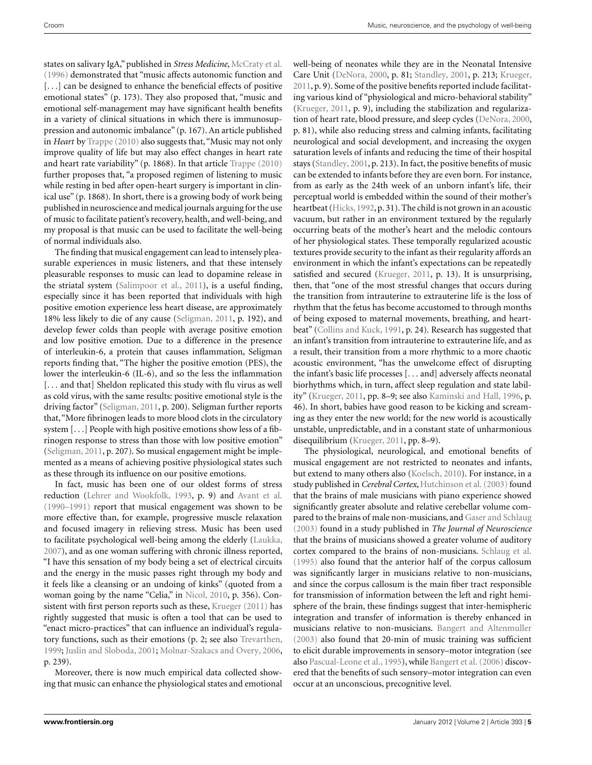states on salivary IgA," published in *Stress Medicine*, McCraty et al. (1996) demonstrated that "music affects autonomic function and [. . .] can be designed to enhance the beneficial effects of positive emotional states" (p. 173). They also proposed that, "music and emotional self-management may have significant health benefits in a variety of clinical situations in which there is immunosuppression and autonomic imbalance" (p. 167). An article published in *Heart* by Trappe (2010) also suggests that, "Music may not only improve quality of life but may also effect changes in heart rate and heart rate variability" (p. 1868). In that article Trappe (2010) further proposes that, "a proposed regimen of listening to music while resting in bed after open-heart surgery is important in clinical use" (p. 1868). In short, there is a growing body of work being published in neuroscience and medical journals arguing for the use of music to facilitate patient's recovery, health, and well-being, and my proposal is that music can be used to facilitate the well-being of normal individuals also.

The finding that musical engagement can lead to intensely pleasurable experiences in music listeners, and that these intensely pleasurable responses to music can lead to dopamine release in the striatal system (Salimpoor et al., 2011), is a useful finding, especially since it has been reported that individuals with high positive emotion experience less heart disease, are approximately 18% less likely to die of any cause (Seligman, 2011, p. 192), and develop fewer colds than people with average positive emotion and low positive emotion. Due to a difference in the presence of interleukin-6, a protein that causes inflammation, Seligman reports finding that, "The higher the positive emotion (PES), the lower the interleukin-6 (IL-6), and so the less the inflammation [. . . and that] Sheldon replicated this study with flu virus as well as cold virus, with the same results: positive emotional style is the driving factor" (Seligman, 2011, p. 200). Seligman further reports that, "More fibrinogen leads to more blood clots in the circulatory system [. . .] People with high positive emotions show less of a fibrinogen response to stress than those with low positive emotion" (Seligman, 2011, p. 207). So musical engagement might be implemented as a means of achieving positive physiological states such as these through its influence on our positive emotions.

In fact, music has been one of our oldest forms of stress reduction (Lehrer and Wookfolk, 1993, p. 9) and Avant et al. (1990–1991) report that musical engagement was shown to be more effective than, for example, progressive muscle relaxation and focused imagery in relieving stress. Music has been used to facilitate psychological well-being among the elderly (Laukka, 2007), and as one woman suffering with chronic illness reported, "I have this sensation of my body being a set of electrical circuits and the energy in the music passes right through my body and it feels like a cleansing or an undoing of kinks" (quoted from a woman going by the name "Celia," in Nicol, 2010, p. 356). Consistent with first person reports such as these, Krueger (2011) has rightly suggested that music is often a tool that can be used to "enact micro-practices" that can influence an individual's regulatory functions, such as their emotions (p. 2; see also Trevarthen, 1999; Juslin and Sloboda, 2001; Molnar-Szakacs and Overy, 2006, p. 239).

Moreover, there is now much empirical data collected showing that music can enhance the physiological states and emotional well-being of neonates while they are in the Neonatal Intensive Care Unit (DeNora, 2000, p. 81; Standley, 2001, p. 213; Krueger, 2011, p. 9). Some of the positive benefits reported include facilitating various kind of "physiological and micro-behavioral stability" (Krueger, 2011, p. 9), including the stabilization and regularization of heart rate, blood pressure, and sleep cycles (DeNora, 2000, p. 81), while also reducing stress and calming infants, facilitating neurological and social development, and increasing the oxygen saturation levels of infants and reducing the time of their hospital stays (Standley, 2001, p. 213). In fact, the positive benefits of music can be extended to infants before they are even born. For instance, from as early as the 24th week of an unborn infant's life, their perceptual world is embedded within the sound of their mother's heartbeat (Hicks, 1992, p. 31). The child is not grown in an acoustic vacuum, but rather in an environment textured by the regularly occurring beats of the mother's heart and the melodic contours of her physiological states. These temporally regularized acoustic textures provide security to the infant as their regularity affords an environment in which the infant's expectations can be repeatedly satisfied and secured (Krueger, 2011, p. 13). It is unsurprising, then, that "one of the most stressful changes that occurs during the transition from intrauterine to extrauterine life is the loss of rhythm that the fetus has become accustomed to through months of being exposed to maternal movements, breathing, and heartbeat" (Collins and Kuck, 1991, p. 24). Research has suggested that an infant's transition from intrauterine to extrauterine life, and as a result, their transition from a more rhythmic to a more chaotic acoustic environment, "has the unwelcome effect of disrupting the infant's basic life processes [. . . and] adversely affects neonatal biorhythms which, in turn, affect sleep regulation and state lability" (Krueger, 2011, pp. 8–9; see also Kaminski and Hall, 1996, p. 46). In short, babies have good reason to be kicking and screaming as they enter the new world; for the new world is acoustically unstable, unpredictable, and in a constant state of unharmonious disequilibrium (Krueger, 2011, pp. 8–9).

The physiological, neurological, and emotional benefits of musical engagement are not restricted to neonates and infants, but extend to many others also (Koelsch, 2010). For instance, in a study published in *Cerebral Cortex*, Hutchinson et al. (2003) found that the brains of male musicians with piano experience showed significantly greater absolute and relative cerebellar volume compared to the brains of male non-musicians, and Gaser and Schlaug (2003) found in a study published in *The Journal of Neuroscience* that the brains of musicians showed a greater volume of auditory cortex compared to the brains of non-musicians. Schlaug et al. (1995) also found that the anterior half of the corpus callosum was significantly larger in musicians relative to non-musicians, and since the corpus callosum is the main fiber tract responsible for transmission of information between the left and right hemisphere of the brain, these findings suggest that inter-hemispheric integration and transfer of information is thereby enhanced in musicians relative to non-musicians. Bangert and Altenmuller (2003) also found that 20-min of music training was sufficient to elicit durable improvements in sensory–motor integration (see also Pascual-Leone et al., 1995), while Bangert et al. (2006) discovered that the benefits of such sensory–motor integration can even occur at an unconscious, precognitive level.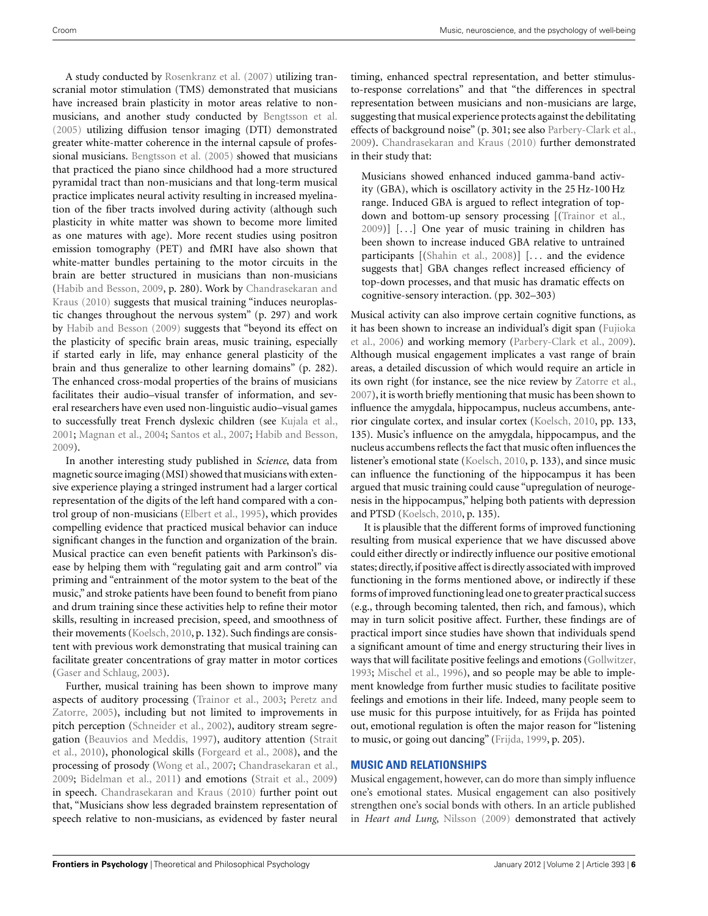A study conducted by Rosenkranz et al. (2007) utilizing transcranial motor stimulation (TMS) demonstrated that musicians have increased brain plasticity in motor areas relative to non-musicians, and another study conducted by Bengtsson et al. (2005) utilizing diffusion tensor imaging (DTI) demonstrated greater white-matter coherence in the internal capsule of professional musicians. Bengtsson et al. (2005) showed that musicians that practiced the piano since childhood had a more structured pyramidal tract than non-musicians and that long-term musical practice implicates neural activity resulting in increased myelination of the fiber tracts involved during activity (although such plasticity in white matter was shown to become more limited as one matures with age). More recent studies using positron emission tomography (PET) and fMRI have also shown that white-matter bundles pertaining to the motor circuits in the brain are better structured in musicians than non-musicians (Habib and Besson, 2009, p. 280). Work by Chandrasekaran and Kraus (2010) suggests that musical training "induces neuroplastic changes throughout the nervous system" (p. 297) and work by Habib and Besson (2009) suggests that "beyond its effect on the plasticity of specific brain areas, music training, especially if started early in life, may enhance general plasticity of the brain and thus generalize to other learning domains" (p. 282). The enhanced cross-modal properties of the brains of musicians facilitates their audio–visual transfer of information, and several researchers have even used non-linguistic audio–visual games to successfully treat French dyslexic children (see Kujala et al., 2001; Magnan et al., 2004; Santos et al., 2007; Habib and Besson, 2009).

In another interesting study published in *Science*, data from magnetic source imaging (MSI) showed that musicians with extensive experience playing a stringed instrument had a larger cortical representation of the digits of the left hand compared with a control group of non-musicians (Elbert et al., 1995), which provides compelling evidence that practiced musical behavior can induce significant changes in the function and organization of the brain. Musical practice can even benefit patients with Parkinson's disease by helping them with "regulating gait and arm control" via priming and "entrainment of the motor system to the beat of the music," and stroke patients have been found to benefit from piano and drum training since these activities help to refine their motor skills, resulting in increased precision, speed, and smoothness of their movements (Koelsch, 2010, p. 132). Such findings are consistent with previous work demonstrating that musical training can facilitate greater concentrations of gray matter in motor cortices (Gaser and Schlaug, 2003).

Further, musical training has been shown to improve many aspects of auditory processing (Trainor et al., 2003; Peretz and Zatorre, 2005), including but not limited to improvements in pitch perception (Schneider et al., 2002), auditory stream segregation (Beauvios and Meddis, 1997), auditory attention (Strait et al., 2010), phonological skills (Forgeard et al., 2008), and the processing of prosody (Wong et al., 2007; Chandrasekaran et al., 2009; Bidelman et al., 2011) and emotions (Strait et al., 2009) in speech. Chandrasekaran and Kraus (2010) further point out that, "Musicians show less degraded brainstem representation of speech relative to non-musicians, as evidenced by faster neural timing, enhanced spectral representation, and better stimulus-to-response correlations" and that "the differences in spectral representation between musicians and non-musicians are large, suggesting that musical experience protects against the debilitating effects of background noise" (p. 301; see also Parbery-Clark et al., 2009). Chandrasekaran and Kraus (2010) further demonstrated in their study that:

> Musicians showed enhanced induced gamma-band activity (GBA), which is oscillatory activity in the 25 Hz-100 Hz range. Induced GBA is argued to reflect integration of top-down and bottom-up sensory processing [(Trainor et al., 2009)] [...] One year of music training in children has been shown to increase induced GBA relative to untrained participants [(Shahin et al., 2008)] [... and the evidence suggests that] GBA changes reflect increased efficiency of top-down processes, and that music has dramatic effects on cognitive-sensory interaction. (pp. 302–303)

Musical activity can also improve certain cognitive functions, as it has been shown to increase an individual's digit span (Fujioka et al., 2006) and working memory (Parbery-Clark et al., 2009). Although musical engagement implicates a vast range of brain areas, a detailed discussion of which would require an article in its own right (for instance, see the nice review by Zatorre et al., 2007), it is worth briefly mentioning that music has been shown to influence the amygdala, hippocampus, nucleus accumbens, anterior cingulate cortex, and insular cortex (Koelsch, 2010, pp. 133, 135). Music's influence on the amygdala, hippocampus, and the nucleus accumbens reflects the fact that music often influences the listener's emotional state (Koelsch, 2010, p. 133), and since music can influence the functioning of the hippocampus it has been argued that music training could cause "upregulation of neurogenesis in the hippocampus," helping both patients with depression and PTSD (Koelsch, 2010, p. 135).

It is plausible that the different forms of improved functioning resulting from musical experience that we have discussed above could either directly or indirectly influence our positive emotional states; directly, if positive affect is directly associated with improved functioning in the forms mentioned above, or indirectly if these forms of improved functioning lead one to greater practical success (e.g., through becoming talented, then rich, and famous), which may in turn solicit positive affect. Further, these findings are of practical import since studies have shown that individuals spend a significant amount of time and energy structuring their lives in ways that will facilitate positive feelings and emotions (Gollwitzer, 1993; Mischel et al., 1996), and so people may be able to implement knowledge from further music studies to facilitate positive feelings and emotions in their life. Indeed, many people seem to use music for this purpose intuitively, for as Frijda has pointed out, emotional regulation is often the major reason for "listening to music, or going out dancing" (Frijda, 1999, p. 205).

## MUSIC AND RELATIONSHIPS

Musical engagement, however, can do more than simply influence one's emotional states. Musical engagement can also positively strengthen one's social bonds with others. In an article published in *Heart and Lung*, Nilsson (2009) demonstrated that actively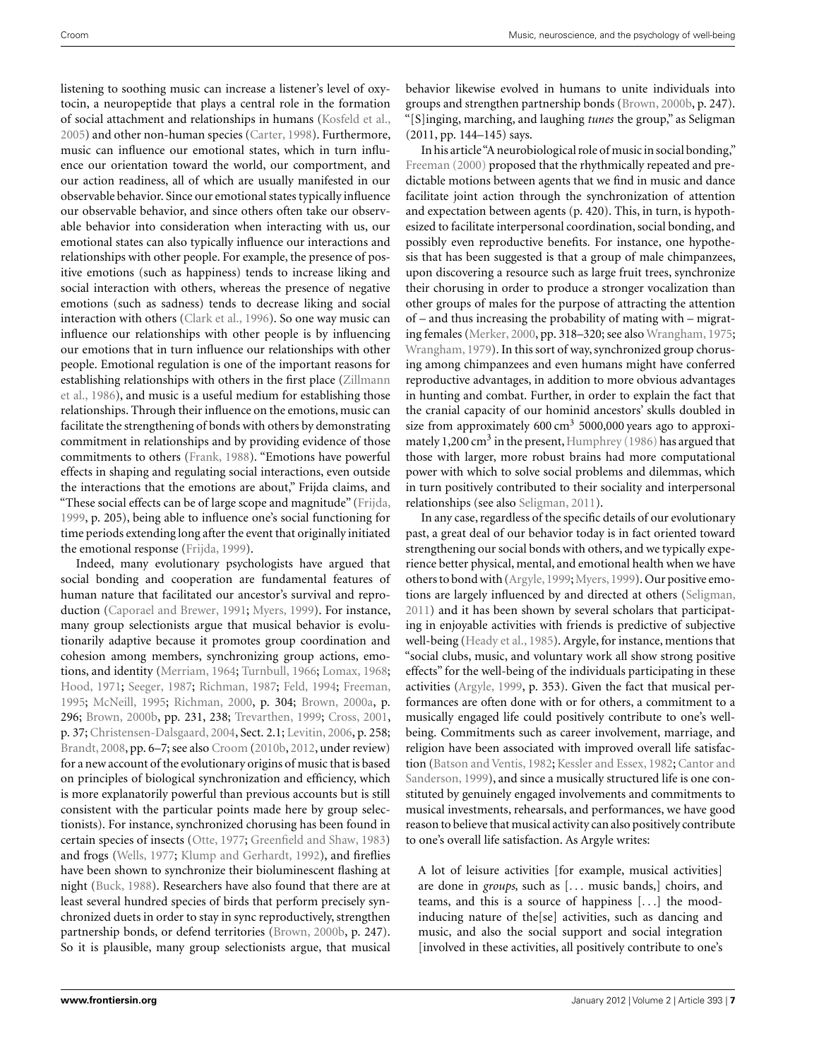listening to soothing music can increase a listener's level of oxytocin, a neuropeptide that plays a central role in the formation of social attachment and relationships in humans (Kosfeld et al., 2005) and other non-human species (Carter, 1998). Furthermore, music can influence our emotional states, which in turn influence our orientation toward the world, our comportment, and our action readiness, all of which are usually manifested in our observable behavior. Since our emotional states typically influence our observable behavior, and since others often take our observable behavior into consideration when interacting with us, our emotional states can also typically influence our interactions and relationships with other people. For example, the presence of positive emotions (such as happiness) tends to increase liking and social interaction with others, whereas the presence of negative emotions (such as sadness) tends to decrease liking and social interaction with others (Clark et al., 1996). So one way music can influence our relationships with other people is by influencing our emotions that in turn influence our relationships with other people. Emotional regulation is one of the important reasons for establishing relationships with others in the first place (Zillmann et al., 1986), and music is a useful medium for establishing those relationships. Through their influence on the emotions, music can facilitate the strengthening of bonds with others by demonstrating commitment in relationships and by providing evidence of those commitments to others (Frank, 1988). "Emotions have powerful effects in shaping and regulating social interactions, even outside the interactions that the emotions are about," Frijda claims, and "These social effects can be of large scope and magnitude" (Frijda, 1999, p. 205), being able to influence one's social functioning for time periods extending long after the event that originally initiated the emotional response (Frijda, 1999).

Indeed, many evolutionary psychologists have argued that social bonding and cooperation are fundamental features of human nature that facilitated our ancestor's survival and reproduction (Caporael and Brewer, 1991; Myers, 1999). For instance, many group selectionists argue that musical behavior is evolutionarily adaptive because it promotes group coordination and cohesion among members, synchronizing group actions, emotions, and identity (Merriam, 1964; Turnbull, 1966; Lomax, 1968; Hood, 1971; Seeger, 1987; Richman, 1987; Feld, 1994; Freeman, 1995; McNeill, 1995; Richman, 2000, p. 304; Brown, 2000a, p. 296; Brown, 2000b, pp. 231, 238; Trevarthen, 1999; Cross, 2001, p. 37; Christensen-Dalsgaard, 2004, Sect. 2.1; Levitin, 2006, p. 258; Brandt, 2008, pp. 6–7; see also Croom (2010b, 2012, under review) for a new account of the evolutionary origins of music that is based on principles of biological synchronization and efficiency, which is more explanatorily powerful than previous accounts but is still consistent with the particular points made here by group selectionists). For instance, synchronized chorusing has been found in certain species of insects (Otte, 1977; Greenfield and Shaw, 1983) and frogs (Wells, 1977; Klump and Gerhardt, 1992), and fireflies have been shown to synchronize their bioluminescent flashing at night (Buck, 1988). Researchers have also found that there are at least several hundred species of birds that perform precisely synchronized duets in order to stay in sync reproductively, strengthen partnership bonds, or defend territories (Brown, 2000b, p. 247). So it is plausible, many group selectionists argue, that musical behavior likewise evolved in humans to unite individuals into groups and strengthen partnership bonds (Brown, 2000b, p. 247). "[S]inging, marching, and laughing *tunes* the group," as Seligman (2011, pp. 144–145) says.

In his article "A neurobiological role of music in social bonding," Freeman (2000) proposed that the rhythmically repeated and predictable motions between agents that we find in music and dance facilitate joint action through the synchronization of attention and expectation between agents (p. 420). This, in turn, is hypothesized to facilitate interpersonal coordination, social bonding, and possibly even reproductive benefits. For instance, one hypothesis that has been suggested is that a group of male chimpanzees, upon discovering a resource such as large fruit trees, synchronize their chorusing in order to produce a stronger vocalization than other groups of males for the purpose of attracting the attention of – and thus increasing the probability of mating with – migrating females (Merker, 2000, pp. 318–320; see also Wrangham, 1975; Wrangham, 1979). In this sort of way, synchronized group chorusing among chimpanzees and even humans might have conferred reproductive advantages, in addition to more obvious advantages in hunting and combat. Further, in order to explain the fact that the cranial capacity of our hominid ancestors' skulls doubled in size from approximately 600 cm$^3$ 5000,000 years ago to approximately 1,200 cm$^3$ in the present, Humphrey (1986) has argued that those with larger, more robust brains had more computational power with which to solve social problems and dilemmas, which in turn positively contributed to their sociality and interpersonal relationships (see also Seligman, 2011).

In any case, regardless of the specific details of our evolutionary past, a great deal of our behavior today is in fact oriented toward strengthening our social bonds with others, and we typically experience better physical, mental, and emotional health when we have others to bond with (Argyle, 1999; Myers, 1999). Our positive emotions are largely influenced by and directed at others (Seligman, 2011) and it has been shown by several scholars that participating in enjoyable activities with friends is predictive of subjective well-being (Heady et al., 1985). Argyle, for instance, mentions that "social clubs, music, and voluntary work all show strong positive effects" for the well-being of the individuals participating in these activities (Argyle, 1999, p. 353). Given the fact that musical performances are often done with or for others, a commitment to a musically engaged life could positively contribute to one's well-being. Commitments such as career involvement, marriage, and religion have been associated with improved overall life satisfaction (Batson and Ventis, 1982; Kessler and Essex, 1982; Cantor and Sanderson, 1999), and since a musically structured life is one constituted by genuinely engaged involvements and commitments to musical investments, rehearsals, and performances, we have good reason to believe that musical activity can also positively contribute to one's overall life satisfaction. As Argyle writes:

> A lot of leisure activities [for example, musical activities] are done in *groups*, such as [... music bands,] choirs, and teams, and this is a source of happiness [...] the mood-inducing nature of the[se] activities, such as dancing and music, and also the social support and social integration [involved in these activities, all positively contribute to one's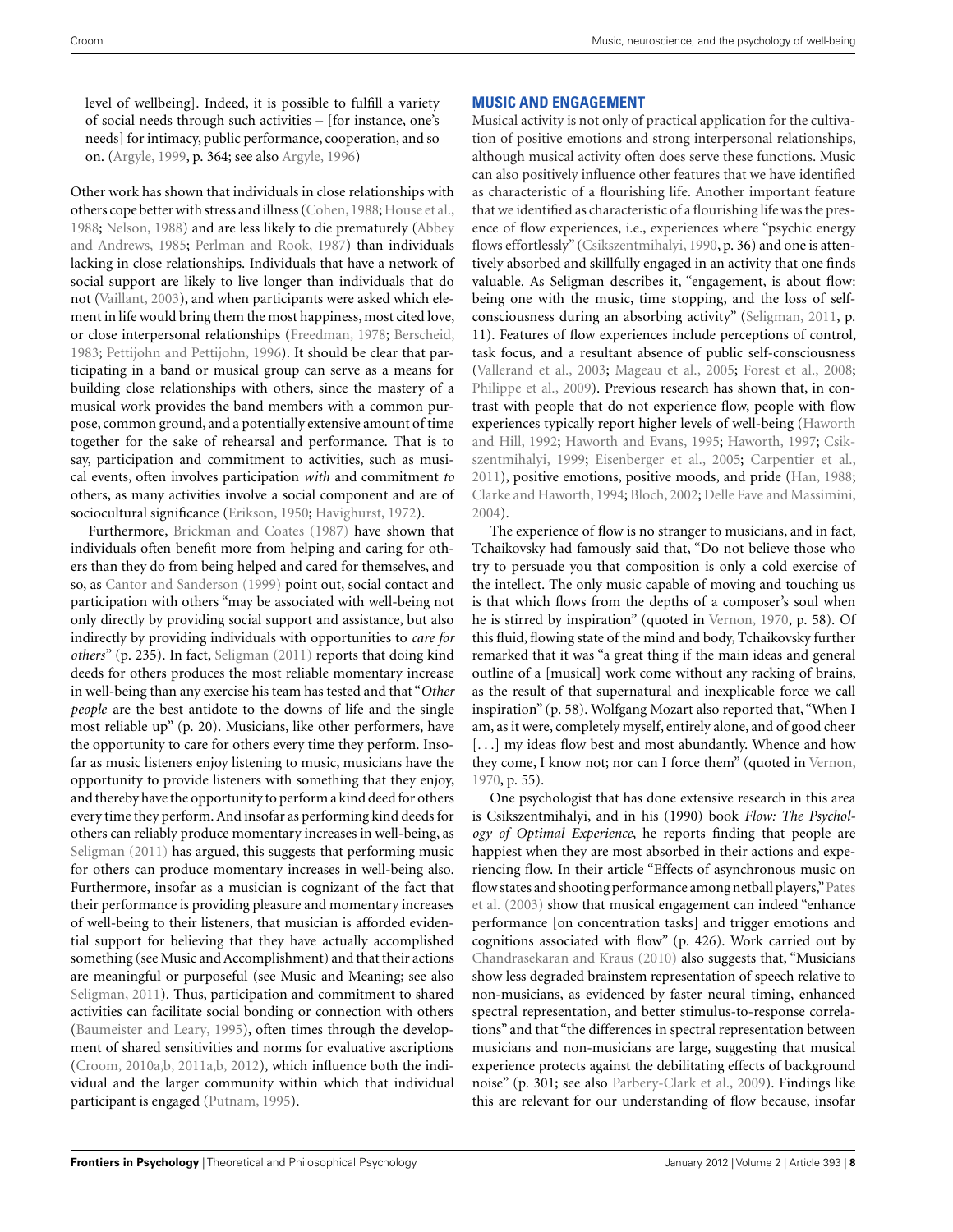level of wellbeing]. Indeed, it is possible to fulfill a variety of social needs through such activities – [for instance, one's needs] for intimacy, public performance, cooperation, and so on. (Argyle, 1999, p. 364; see also Argyle, 1996)

Other work has shown that individuals in close relationships with others cope better with stress and illness (Cohen, 1988; House et al., 1988; Nelson, 1988) and are less likely to die prematurely (Abbey and Andrews, 1985; Perlman and Rook, 1987) than individuals lacking in close relationships. Individuals that have a network of social support are likely to live longer than individuals that do not (Vaillant, 2003), and when participants were asked which element in life would bring them the most happiness, most cited love, or close interpersonal relationships (Freedman, 1978; Berscheid, 1983; Pettijohn and Pettijohn, 1996). It should be clear that participating in a band or musical group can serve as a means for building close relationships with others, since the mastery of a musical work provides the band members with a common purpose, common ground, and a potentially extensive amount of time together for the sake of rehearsal and performance. That is to say, participation and commitment to activities, such as musical events, often involves participation *with* and commitment *to* others, as many activities involve a social component and are of sociocultural significance (Erikson, 1950; Havighurst, 1972).

Furthermore, Brickman and Coates (1987) have shown that individuals often benefit more from helping and caring for others than they do from being helped and cared for themselves, and so, as Cantor and Sanderson (1999) point out, social contact and participation with others "may be associated with well-being not only directly by providing social support and assistance, but also indirectly by providing individuals with opportunities to *care for others*" (p. 235). In fact, Seligman (2011) reports that doing kind deeds for others produces the most reliable momentary increase in well-being than any exercise his team has tested and that "*Other people* are the best antidote to the downs of life and the single most reliable up" (p. 20). Musicians, like other performers, have the opportunity to care for others every time they perform. Insofar as music listeners enjoy listening to music, musicians have the opportunity to provide listeners with something that they enjoy, and thereby have the opportunity to perform a kind deed for others every time they perform. And insofar as performing kind deeds for others can reliably produce momentary increases in well-being, as Seligman (2011) has argued, this suggests that performing music for others can produce momentary increases in well-being also. Furthermore, insofar as a musician is cognizant of the fact that their performance is providing pleasure and momentary increases of well-being to their listeners, that musician is afforded evidential support for believing that they have actually accomplished something (see Music and Accomplishment) and that their actions are meaningful or purposeful (see Music and Meaning; see also Seligman, 2011). Thus, participation and commitment to shared activities can facilitate social bonding or connection with others (Baumeister and Leary, 1995), often times through the development of shared sensitivities and norms for evaluative ascriptions (Croom, 2010a,b, 2011a,b, 2012), which influence both the individual and the larger community within which that individual participant is engaged (Putnam, 1995).

## MUSIC AND ENGAGEMENT

Musical activity is not only of practical application for the cultivation of positive emotions and strong interpersonal relationships, although musical activity often does serve these functions. Music can also positively influence other features that we have identified as characteristic of a flourishing life. Another important feature that we identified as characteristic of a flourishing life was the presence of flow experiences, i.e., experiences where "psychic energy flows effortlessly" (Csikszentmihalyi, 1990, p. 36) and one is attentively absorbed and skillfully engaged in an activity that one finds valuable. As Seligman describes it, "engagement, is about flow: being one with the music, time stopping, and the loss of self-consciousness during an absorbing activity" (Seligman, 2011, p. 11). Features of flow experiences include perceptions of control, task focus, and a resultant absence of public self-consciousness (Vallerand et al., 2003; Mageau et al., 2005; Forest et al., 2008; Philippe et al., 2009). Previous research has shown that, in contrast with people that do not experience flow, people with flow experiences typically report higher levels of well-being (Haworth and Hill, 1992; Haworth and Evans, 1995; Haworth, 1997; Csikszentmihalyi, 1999; Eisenberger et al., 2005; Carpentier et al., 2011), positive emotions, positive moods, and pride (Han, 1988; Clarke and Haworth, 1994; Bloch, 2002; Delle Fave and Massimini, 2004).

The experience of flow is no stranger to musicians, and in fact, Tchaikovsky had famously said that, "Do not believe those who try to persuade you that composition is only a cold exercise of the intellect. The only music capable of moving and touching us is that which flows from the depths of a composer's soul when he is stirred by inspiration" (quoted in Vernon, 1970, p. 58). Of this fluid, flowing state of the mind and body, Tchaikovsky further remarked that it was "a great thing if the main ideas and general outline of a [musical] work come without any racking of brains, as the result of that supernatural and inexplicable force we call inspiration" (p. 58). Wolfgang Mozart also reported that, "When I am, as it were, completely myself, entirely alone, and of good cheer [. . .] my ideas flow best and most abundantly. Whence and how they come, I know not; nor can I force them" (quoted in Vernon, 1970, p. 55).

One psychologist that has done extensive research in this area is Csikszentmihalyi, and in his (1990) book *Flow: The Psychology of Optimal Experience*, he reports finding that people are happiest when they are most absorbed in their actions and experiencing flow. In their article "Effects of asynchronous music on flow states and shooting performance among netball players," Pates et al. (2003) show that musical engagement can indeed "enhance performance [on concentration tasks] and trigger emotions and cognitions associated with flow" (p. 426). Work carried out by Chandrasekaran and Kraus (2010) also suggests that, "Musicians show less degraded brainstem representation of speech relative to non-musicians, as evidenced by faster neural timing, enhanced spectral representation, and better stimulus-to-response correlations" and that "the differences in spectral representation between musicians and non-musicians are large, suggesting that musical experience protects against the debilitating effects of background noise" (p. 301; see also Parbery-Clark et al., 2009). Findings like this are relevant for our understanding of flow because, insofar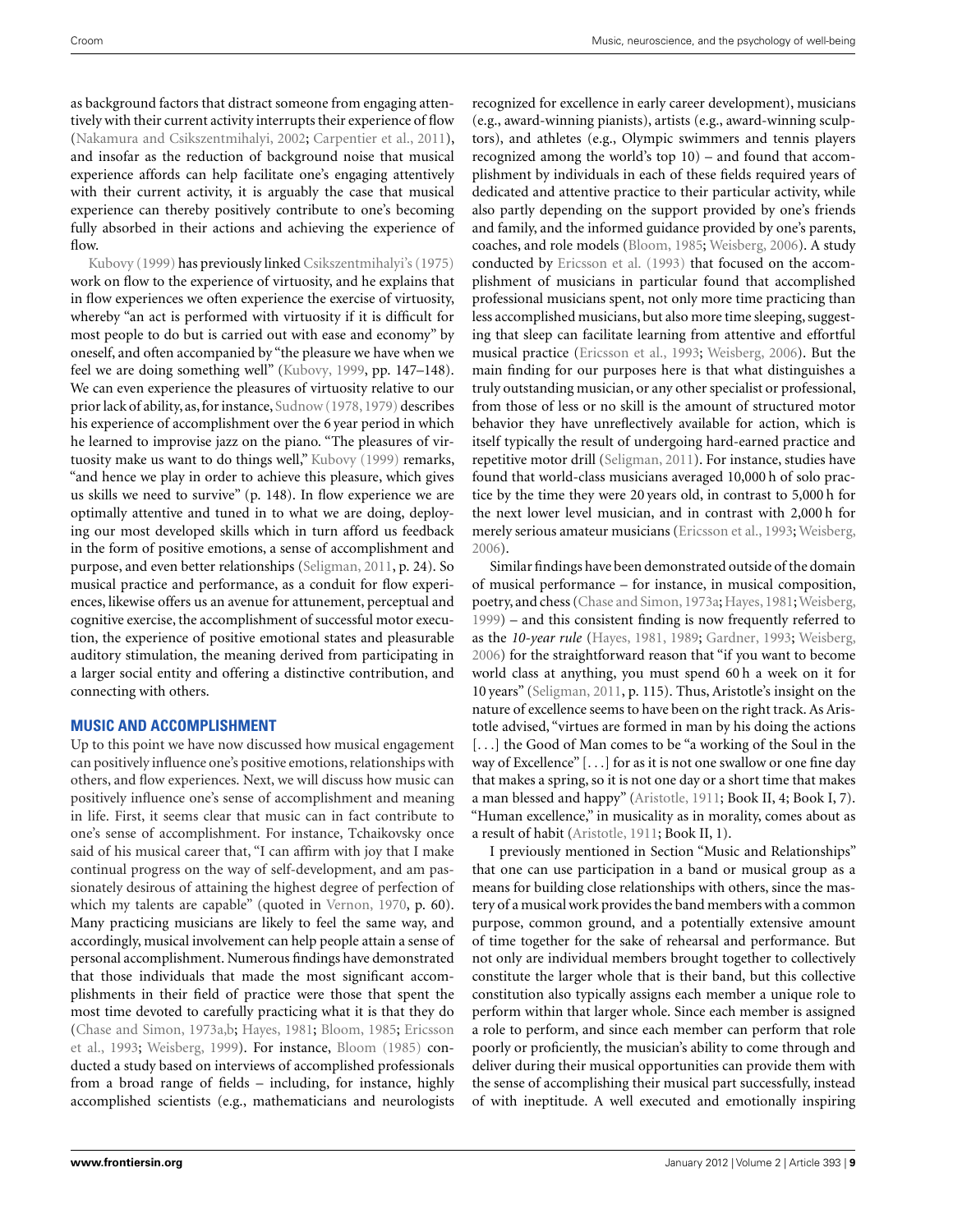as background factors that distract someone from engaging attentively with their current activity interrupts their experience of flow (Nakamura and Csikszentmihalyi, 2002; Carpentier et al., 2011), and insofar as the reduction of background noise that musical experience affords can help facilitate one's engaging attentively with their current activity, it is arguably the case that musical experience can thereby positively contribute to one's becoming fully absorbed in their actions and achieving the experience of flow.

Kubovy (1999) has previously linked Csikszentmihalyi's (1975) work on flow to the experience of virtuosity, and he explains that in flow experiences we often experience the exercise of virtuosity, whereby "an act is performed with virtuosity if it is difficult for most people to do but is carried out with ease and economy" by oneself, and often accompanied by "the pleasure we have when we feel we are doing something well" (Kubovy, 1999, pp. 147–148). We can even experience the pleasures of virtuosity relative to our prior lack of ability, as, for instance, Sudnow (1978, 1979) describes his experience of accomplishment over the 6 year period in which he learned to improvise jazz on the piano. "The pleasures of virtuosity make us want to do things well," Kubovy (1999) remarks, "and hence we play in order to achieve this pleasure, which gives us skills we need to survive" (p. 148). In flow experience we are optimally attentive and tuned in to what we are doing, deploying our most developed skills which in turn afford us feedback in the form of positive emotions, a sense of accomplishment and purpose, and even better relationships (Seligman, 2011, p. 24). So musical practice and performance, as a conduit for flow experiences, likewise offers us an avenue for attunement, perceptual and cognitive exercise, the accomplishment of successful motor execution, the experience of positive emotional states and pleasurable auditory stimulation, the meaning derived from participating in a larger social entity and offering a distinctive contribution, and connecting with others.

## MUSIC AND ACCOMPLISHMENT

Up to this point we have now discussed how musical engagement can positively influence one's positive emotions, relationships with others, and flow experiences. Next, we will discuss how music can positively influence one's sense of accomplishment and meaning in life. First, it seems clear that music can in fact contribute to one's sense of accomplishment. For instance, Tchaikovsky once said of his musical career that, "I can affirm with joy that I make continual progress on the way of self-development, and am passionately desirous of attaining the highest degree of perfection of which my talents are capable" (quoted in Vernon, 1970, p. 60). Many practicing musicians are likely to feel the same way, and accordingly, musical involvement can help people attain a sense of personal accomplishment. Numerous findings have demonstrated that those individuals that made the most significant accomplishments in their field of practice were those that spent the most time devoted to carefully practicing what it is that they do (Chase and Simon, 1973a,b; Hayes, 1981; Bloom, 1985; Ericsson et al., 1993; Weisberg, 1999). For instance, Bloom (1985) conducted a study based on interviews of accomplished professionals from a broad range of fields – including, for instance, highly accomplished scientists (e.g., mathematicians and neurologists recognized for excellence in early career development), musicians (e.g., award-winning pianists), artists (e.g., award-winning sculptors), and athletes (e.g., Olympic swimmers and tennis players recognized among the world's top 10) – and found that accomplishment by individuals in each of these fields required years of dedicated and attentive practice to their particular activity, while also partly depending on the support provided by one's friends and family, and the informed guidance provided by one's parents, coaches, and role models (Bloom, 1985; Weisberg, 2006). A study conducted by Ericsson et al. (1993) that focused on the accomplishment of musicians in particular found that accomplished professional musicians spent, not only more time practicing than less accomplished musicians, but also more time sleeping, suggesting that sleep can facilitate learning from attentive and effortful musical practice (Ericsson et al., 1993; Weisberg, 2006). But the main finding for our purposes here is that what distinguishes a truly outstanding musician, or any other specialist or professional, from those of less or no skill is the amount of structured motor behavior they have unreflectively available for action, which is itself typically the result of undergoing hard-earned practice and repetitive motor drill (Seligman, 2011). For instance, studies have found that world-class musicians averaged 10,000 h of solo practice by the time they were 20 years old, in contrast to 5,000 h for the next lower level musician, and in contrast with 2,000 h for merely serious amateur musicians (Ericsson et al., 1993; Weisberg, 2006).

Similar findings have been demonstrated outside of the domain of musical performance – for instance, in musical composition, poetry, and chess (Chase and Simon, 1973a; Hayes, 1981; Weisberg, 1999) – and this consistent finding is now frequently referred to as the *10-year rule* (Hayes, 1981, 1989; Gardner, 1993; Weisberg, 2006) for the straightforward reason that "if you want to become world class at anything, you must spend 60 h a week on it for 10 years" (Seligman, 2011, p. 115). Thus, Aristotle's insight on the nature of excellence seems to have been on the right track. As Aristotle advised, "virtues are formed in man by his doing the actions [...] the Good of Man comes to be "a working of the Soul in the way of Excellence" [...] for as it is not one swallow or one fine day that makes a spring, so it is not one day or a short time that makes a man blessed and happy" (Aristotle, 1911; Book II, 4; Book I, 7). "Human excellence," in musicality as in morality, comes about as a result of habit (Aristotle, 1911; Book II, 1).

I previously mentioned in Section "Music and Relationships" that one can use participation in a band or musical group as a means for building close relationships with others, since the mastery of a musical work provides the band members with a common purpose, common ground, and a potentially extensive amount of time together for the sake of rehearsal and performance. But not only are individual members brought together to collectively constitute the larger whole that is their band, but this collective constitution also typically assigns each member a unique role to perform within that larger whole. Since each member is assigned a role to perform, and since each member can perform that role poorly or proficiently, the musician's ability to come through and deliver during their musical opportunities can provide them with the sense of accomplishing their musical part successfully, instead of with ineptitude. A well executed and emotionally inspiring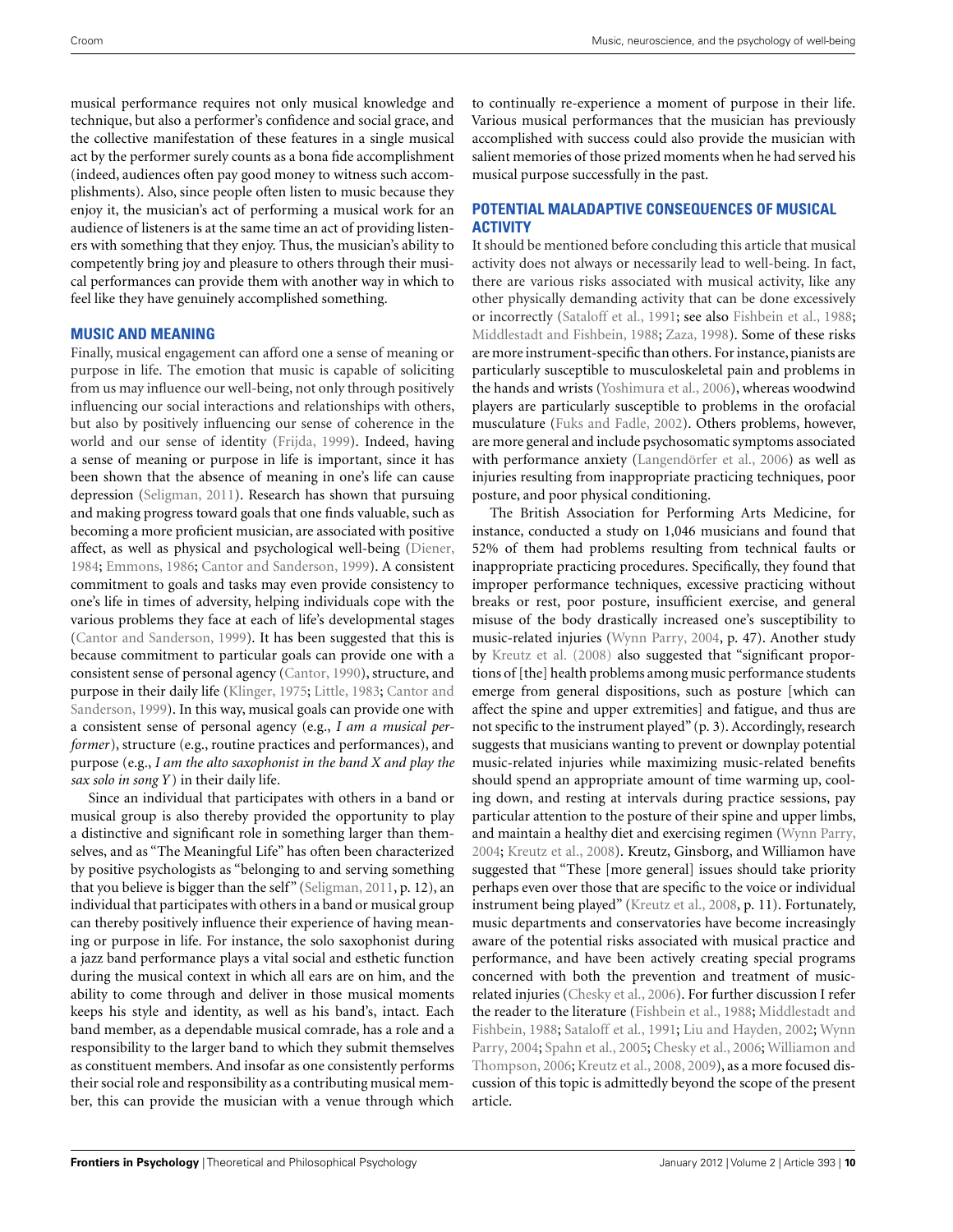musical performance requires not only musical knowledge and technique, but also a performer's confidence and social grace, and the collective manifestation of these features in a single musical act by the performer surely counts as a bona fide accomplishment (indeed, audiences often pay good money to witness such accomplishments). Also, since people often listen to music because they enjoy it, the musician's act of performing a musical work for an audience of listeners is at the same time an act of providing listeners with something that they enjoy. Thus, the musician's ability to competently bring joy and pleasure to others through their musical performances can provide them with another way in which to feel like they have genuinely accomplished something.

## MUSIC AND MEANING

Finally, musical engagement can afford one a sense of meaning or purpose in life. The emotion that music is capable of soliciting from us may influence our well-being, not only through positively influencing our social interactions and relationships with others, but also by positively influencing our sense of coherence in the world and our sense of identity (Frijda, 1999). Indeed, having a sense of meaning or purpose in life is important, since it has been shown that the absence of meaning in one's life can cause depression (Seligman, 2011). Research has shown that pursuing and making progress toward goals that one finds valuable, such as becoming a more proficient musician, are associated with positive affect, as well as physical and psychological well-being (Diener, 1984; Emmons, 1986; Cantor and Sanderson, 1999). A consistent commitment to goals and tasks may even provide consistency to one's life in times of adversity, helping individuals cope with the various problems they face at each of life's developmental stages (Cantor and Sanderson, 1999). It has been suggested that this is because commitment to particular goals can provide one with a consistent sense of personal agency (Cantor, 1990), structure, and purpose in their daily life (Klinger, 1975; Little, 1983; Cantor and Sanderson, 1999). In this way, musical goals can provide one with a consistent sense of personal agency (e.g., *I am a musical performer*), structure (e.g., routine practices and performances), and purpose (e.g., *I am the alto saxophonist in the band X and play the sax solo in song Y*) in their daily life.

Since an individual that participates with others in a band or musical group is also thereby provided the opportunity to play a distinctive and significant role in something larger than themselves, and as "The Meaningful Life" has often been characterized by positive psychologists as "belonging to and serving something that you believe is bigger than the self" (Seligman, 2011, p. 12), an individual that participates with others in a band or musical group can thereby positively influence their experience of having meaning or purpose in life. For instance, the solo saxophonist during a jazz band performance plays a vital social and esthetic function during the musical context in which all ears are on him, and the ability to come through and deliver in those musical moments keeps his style and identity, as well as his band's, intact. Each band member, as a dependable musical comrade, has a role and a responsibility to the larger band to which they submit themselves as constituent members. And insofar as one consistently performs their social role and responsibility as a contributing musical member, this can provide the musician with a venue through which to continually re-experience a moment of purpose in their life. Various musical performances that the musician has previously accomplished with success could also provide the musician with salient memories of those prized moments when he had served his musical purpose successfully in the past.

## POTENTIAL MALADAPTIVE CONSEQUENCES OF MUSICAL ACTIVITY

It should be mentioned before concluding this article that musical activity does not always or necessarily lead to well-being. In fact, there are various risks associated with musical activity, like any other physically demanding activity that can be done excessively or incorrectly (Sataloff et al., 1991; see also Fishbein et al., 1988; Middlestadt and Fishbein, 1988; Zaza, 1998). Some of these risks are more instrument-specific than others. For instance, pianists are particularly susceptible to musculoskeletal pain and problems in the hands and wrists (Yoshimura et al., 2006), whereas woodwind players are particularly susceptible to problems in the orofacial musculature (Fuks and Fadle, 2002). Others problems, however, are more general and include psychosomatic symptoms associated with performance anxiety (Langendörfer et al., 2006) as well as injuries resulting from inappropriate practicing techniques, poor posture, and poor physical conditioning.

The British Association for Performing Arts Medicine, for instance, conducted a study on 1,046 musicians and found that 52% of them had problems resulting from technical faults or inappropriate practicing procedures. Specifically, they found that improper performance techniques, excessive practicing without breaks or rest, poor posture, insufficient exercise, and general misuse of the body drastically increased one's susceptibility to music-related injuries (Wynn Parry, 2004, p. 47). Another study by Kreutz et al. (2008) also suggested that "significant proportions of [the] health problems among music performance students emerge from general dispositions, such as posture [which can affect the spine and upper extremities] and fatigue, and thus are not specific to the instrument played" (p. 3). Accordingly, research suggests that musicians wanting to prevent or downplay potential music-related injuries while maximizing music-related benefits should spend an appropriate amount of time warming up, cooling down, and resting at intervals during practice sessions, pay particular attention to the posture of their spine and upper limbs, and maintain a healthy diet and exercising regimen (Wynn Parry, 2004; Kreutz et al., 2008). Kreutz, Ginsborg, and Williamon have suggested that "These [more general] issues should take priority perhaps even over those that are specific to the voice or individual instrument being played" (Kreutz et al., 2008, p. 11). Fortunately, music departments and conservatories have become increasingly aware of the potential risks associated with musical practice and performance, and have been actively creating special programs concerned with both the prevention and treatment of music-related injuries (Chesky et al., 2006). For further discussion I refer the reader to the literature (Fishbein et al., 1988; Middlestadt and Fishbein, 1988; Sataloff et al., 1991; Liu and Hayden, 2002; Wynn Parry, 2004; Spahn et al., 2005; Chesky et al., 2006; Williamon and Thompson, 2006; Kreutz et al., 2008, 2009), as a more focused discussion of this topic is admittedly beyond the scope of the present article.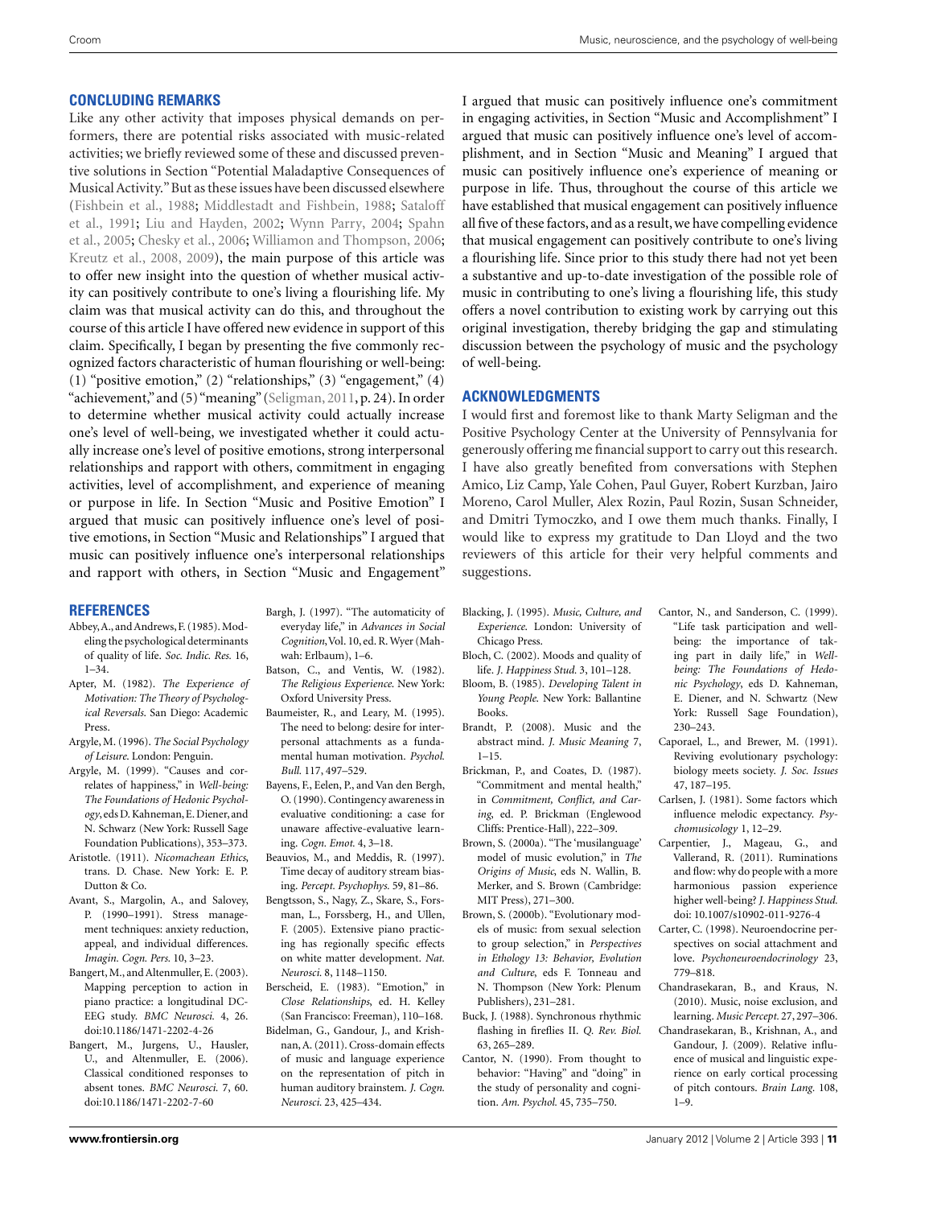## CONCLUDING REMARKS

Like any other activity that imposes physical demands on performers, there are potential risks associated with music-related activities; we briefly reviewed some of these and discussed preventive solutions in Section "Potential Maladaptive Consequences of Musical Activity." But as these issues have been discussed elsewhere (Fishbein et al., 1988; Middlestadt and Fishbein, 1988; Sataloff et al., 1991; Liu and Hayden, 2002; Wynn Parry, 2004; Spahn et al., 2005; Chesky et al., 2006; Williamon and Thompson, 2006; Kreutz et al., 2008, 2009), the main purpose of this article was to offer new insight into the question of whether musical activity can positively contribute to one's living a flourishing life. My claim was that musical activity can do this, and throughout the course of this article I have offered new evidence in support of this claim. Specifically, I began by presenting the five commonly recognized factors characteristic of human flourishing or well-being: (1) "positive emotion," (2) "relationships," (3) "engagement," (4) "achievement," and (5) "meaning" (Seligman, 2011, p. 24). In order to determine whether musical activity could actually increase one's level of well-being, we investigated whether it could actually increase one's level of positive emotions, strong interpersonal relationships and rapport with others, commitment in engaging activities, level of accomplishment, and experience of meaning or purpose in life. In Section "Music and Positive Emotion" I argued that music can positively influence one's level of positive emotions, in Section "Music and Relationships" I argued that music can positively influence one's interpersonal relationships and rapport with others, in Section "Music and Engagement" I argued that music can positively influence one's commitment in engaging activities, in Section "Music and Accomplishment" I argued that music can positively influence one's level of accomplishment, and in Section "Music and Meaning" I argued that music can positively influence one's experience of meaning or purpose in life. Thus, throughout the course of this article we have established that musical engagement can positively influence all five of these factors, and as a result, we have compelling evidence that musical engagement can positively contribute to one's living a flourishing life. Since prior to this study there had not yet been a substantive and up-to-date investigation of the possible role of music in contributing to one's living a flourishing life, this study offers a novel contribution to existing work by carrying out this original investigation, thereby bridging the gap and stimulating discussion between the psychology of music and the psychology of well-being.

## ACKNOWLEDGMENTS

I would first and foremost like to thank Marty Seligman and the Positive Psychology Center at the University of Pennsylvania for generously offering me financial support to carry out this research. I have also greatly benefited from conversations with Stephen Amico, Liz Camp, Yale Cohen, Paul Guyer, Robert Kurzban, Jairo Moreno, Carol Muller, Alex Rozin, Paul Rozin, Susan Schneider, and Dmitri Tymoczko, and I owe them much thanks. Finally, I would like to express my gratitude to Dan Lloyd and the two reviewers of this article for their very helpful comments and suggestions.

## REFERENCES

Abbey, A., and Andrews, F. (1985). Modeling the psychological determinants of quality of life. *Soc. Indic. Res.* 16, 1–34.

Apter, M. (1982). *The Experience of Motivation: The Theory of Psychological Reversals.* San Diego: Academic Press.

Argyle, M. (1996). *The Social Psychology of Leisure.* London: Penguin.

Argyle, M. (1999). "Causes and correlates of happiness," in *Well-being: The Foundations of Hedonic Psychology*, eds D. Kahneman, E. Diener, and N. Schwarz (New York: Russell Sage Foundation Publications), 353–373.

Aristotle. (1911). *Nicomachean Ethics*, trans. D. Chase. New York: E. P. Dutton & Co.

Avant, S., Margolin, A., and Salovey, P. (1990–1991). Stress management techniques: anxiety reduction, appeal, and individual differences. *Imagin. Cogn. Pers.* 10, 3–23.

Bangert, M., and Altenmuller, E. (2003). Mapping perception to action in piano practice: a longitudinal DC-EEG study. *BMC Neurosci.* 4, 26. doi:10.1186/1471-2202-4-26

Bangert, M., Jurgens, U., Hausler, U., and Altenmuller, E. (2006). Classical conditioned responses to absent tones. *BMC Neurosci.* 7, 60. doi:10.1186/1471-2202-7-60

Bargh, J. (1997). "The automaticity of everyday life," in *Advances in Social Cognition*, Vol. 10, ed. R. Wyer (Mahwah: Erlbaum), 1–6.

Batson, C., and Ventis, W. (1982). *The Religious Experience.* New York: Oxford University Press.

Baumeister, R., and Leary, M. (1995). The need to belong: desire for interpersonal attachments as a fundamental human motivation. *Psychol. Bull.* 117, 497–529.

Bayens, F., Eelen, P., and Van den Bergh, O. (1990). Contingency awareness in evaluative conditioning: a case for unaware affective-evaluative learning. *Cogn. Emot.* 4, 3–18.

Beauvios, M., and Meddis, R. (1997). Time decay of auditory stream biasing. *Percept. Psychophys.* 59, 81–86.

Bengtsson, S., Nagy, Z., Skare, S., Forsman, L., Forssberg, H., and Ullen, F. (2005). Extensive piano practicing has regionally specific effects on white matter development. *Nat. Neurosci.* 8, 1148–1150.

Berscheid, E. (1983). "Emotion," in *Close Relationships*, ed. H. Kelley (San Francisco: Freeman), 110–168.

Bidelman, G., Gandour, J., and Krishnan, A. (2011). Cross-domain effects of music and language experience on the representation of pitch in human auditory brainstem. *J. Cogn. Neurosci.* 23, 425–434.

Blacking, J. (1995). *Music, Culture, and Experience.* London: University of Chicago Press.

Bloch, C. (2002). Moods and quality of life. *J. Happiness Stud.* 3, 101–128.

Bloom, B. (1985). *Developing Talent in Young People.* New York: Ballantine Books.

Brandt, P. (2008). Music and the abstract mind. *J. Music Meaning* 7, 1–15.

Brickman, P., and Coates, D. (1987). "Commitment and mental health," in *Commitment, Conflict, and Caring*, ed. P. Brickman (Englewood Cliffs: Prentice-Hall), 222–309.

Brown, S. (2000a). "The 'musilanguage' model of music evolution," in *The Origins of Music*, eds N. Wallin, B. Merker, and S. Brown (Cambridge: MIT Press), 271–300.

Brown, S. (2000b). "Evolutionary models of music: from sexual selection to group selection," in *Perspectives in Ethology 13: Behavior, Evolution and Culture*, eds F. Tonneau and N. Thompson (New York: Plenum Publishers), 231–281.

Buck, J. (1988). Synchronous rhythmic flashing in fireflies II. *Q. Rev. Biol.* 63, 265–289.

Cantor, N. (1990). From thought to behavior: "Having" and "doing" in the study of personality and cognition. *Am. Psychol.* 45, 735–750.

Cantor, N., and Sanderson, C. (1999). "Life task participation and well-being: the importance of taking part in daily life," in *Well-being: The Foundations of Hedonic Psychology*, eds D. Kahneman, E. Diener, and N. Schwartz (New York: Russell Sage Foundation), 230–243.

Caporael, L., and Brewer, M. (1991). Reviving evolutionary psychology: biology meets society. *J. Soc. Issues* 47, 187–195.

Carlsen, J. (1981). Some factors which influence melodic expectancy. *Psychomusicology* 1, 12–29.

Carpentier, J., Mageau, G., and Vallerand, R. (2011). Ruminations and flow: why do people with a more harmonious passion experience higher well-being? *J. Happiness Stud.* doi: 10.1007/s10902-011-9276-4

Carter, C. (1998). Neuroendocrine perspectives on social attachment and love. *Psychoneuroendocrinology* 23, 779–818.

Chandrasekaran, B., and Kraus, N. (2010). Music, noise exclusion, and learning. *Music Percept.* 27, 297–306.

Chandrasekaran, B., Krishnan, A., and Gandour, J. (2009). Relative influence of musical and linguistic experience on early cortical processing of pitch contours. *Brain Lang.* 108, 1–9.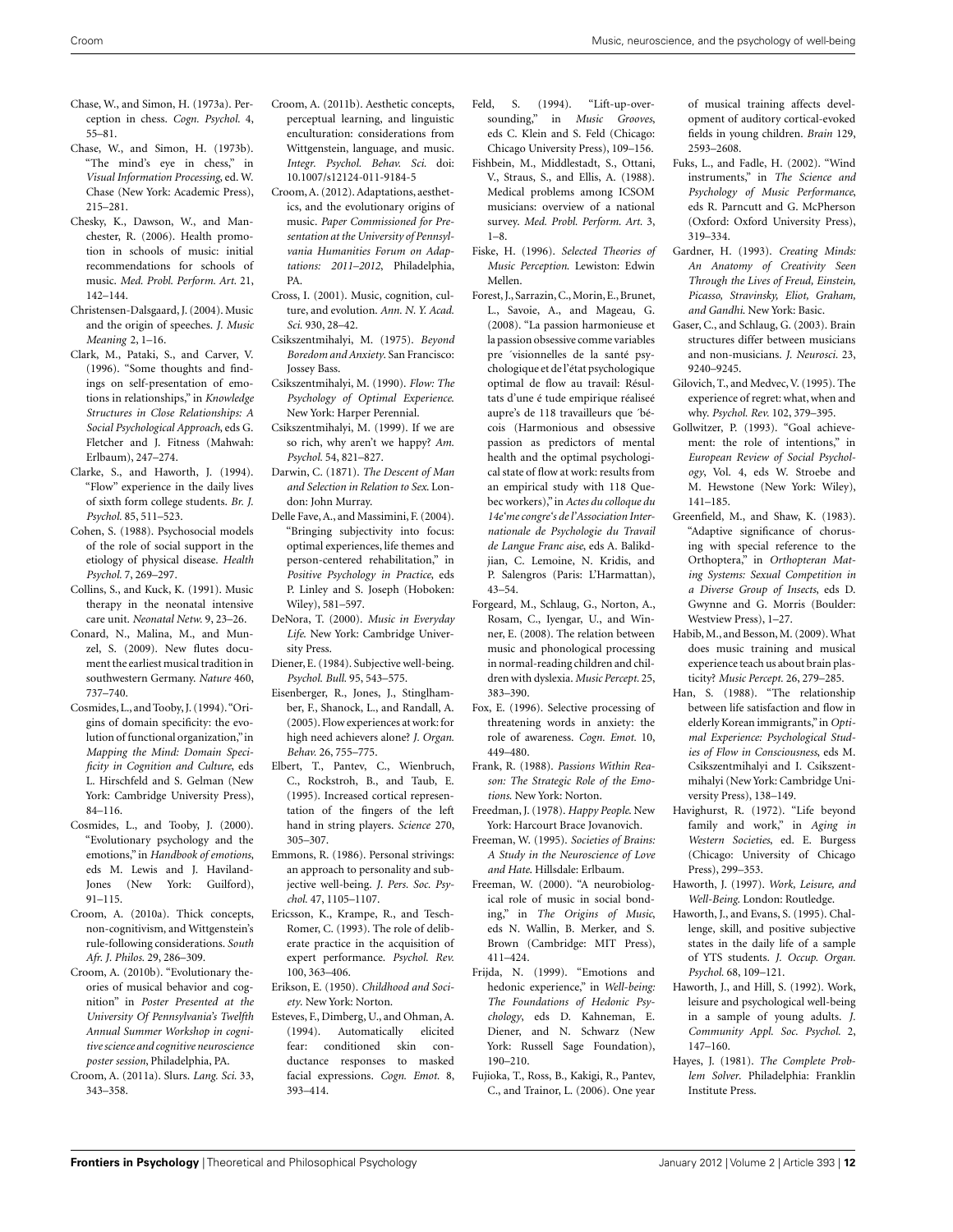Chase, W., and Simon, H. (1973a). Perception in chess. *Cogn. Psychol.* 4, 55–81.

Chase, W., and Simon, H. (1973b). "The mind's eye in chess," in *Visual Information Processing*, ed. W. Chase (New York: Academic Press), 215–281.

Chesky, K., Dawson, W., and Manchester, R. (2006). Health promotion in schools of music: initial recommendations for schools of music. *Med. Probl. Perform. Art.* 21, 142–144.

Christensen-Dalsgaard, J. (2004). Music and the origin of speeches. *J. Music Meaning* 2, 1–16.

Clark, M., Pataki, S., and Carver, V. (1996). "Some thoughts and findings on self-presentation of emotions in relationships," in *Knowledge Structures in Close Relationships: A Social Psychological Approach*, eds G. Fletcher and J. Fitness (Mahwah: Erlbaum), 247–274.

Clarke, S., and Haworth, J. (1994). "Flow" experience in the daily lives of sixth form college students. *Br. J. Psychol.* 85, 511–523.

Cohen, S. (1988). Psychosocial models of the role of social support in the etiology of physical disease. *Health Psychol.* 7, 269–297.

Collins, S., and Kuck, K. (1991). Music therapy in the neonatal intensive care unit. *Neonatal Netw.* 9, 23–26.

Conard, N., Malina, M., and Munzel, S. (2009). New flutes document the earliest musical tradition in southwestern Germany. *Nature* 460, 737–740.

Cosmides, L., and Tooby, J. (1994). "Origins of domain specificity: the evolution of functional organization," in *Mapping the Mind: Domain Specificity in Cognition and Culture*, eds L. Hirschfeld and S. Gelman (New York: Cambridge University Press), 84–116.

Cosmides, L., and Tooby, J. (2000). "Evolutionary psychology and the emotions," in *Handbook of emotions*, eds M. Lewis and J. Haviland-Jones (New York: Guilford), 91–115.

Croom, A. (2010a). Thick concepts, non-cognitivism, and Wittgenstein's rule-following considerations. *South Afr. J. Philos.* 29, 286–309.

Croom, A. (2010b). "Evolutionary theories of musical behavior and cognition" in *Poster Presented at the University Of Pennsylvania's Twelfth Annual Summer Workshop in cognitive science and cognitive neuroscience poster session*, Philadelphia, PA.

Croom, A. (2011a). Slurs. *Lang. Sci.* 33, 343–358.

Croom, A. (2011b). Aesthetic concepts, perceptual learning, and linguistic enculturation: considerations from Wittgenstein, language, and music. *Integr. Psychol. Behav. Sci.* doi: 10.1007/s12124-011-9184-5

Croom, A. (2012). Adaptations, aesthetics, and the evolutionary origins of music. *Paper Commissioned for Presentation at the University of Pennsylvania Humanities Forum on Adaptations: 2011–2012*, Philadelphia, PA.

Cross, I. (2001). Music, cognition, culture, and evolution. *Ann. N. Y. Acad. Sci.* 930, 28–42.

Csikszentmihalyi, M. (1975). *Beyond Boredom and Anxiety*. San Francisco: Jossey Bass.

Csikszentmihalyi, M. (1990). *Flow: The Psychology of Optimal Experience*. New York: Harper Perennial.

Csikszentmihalyi, M. (1999). If we are so rich, why aren't we happy? *Am. Psychol.* 54, 821–827.

Darwin, C. (1871). *The Descent of Man and Selection in Relation to Sex*. London: John Murray.

Delle Fave, A., and Massimini, F. (2004). "Bringing subjectivity into focus: optimal experiences, life themes and person-centered rehabilitation," in *Positive Psychology in Practice*, eds P. Linley and S. Joseph (Hoboken: Wiley), 581–597.

DeNora, T. (2000). *Music in Everyday Life*. New York: Cambridge University Press.

Diener, E. (1984). Subjective well-being. *Psychol. Bull.* 95, 543–575.

Eisenberger, R., Jones, J., Stinglhamber, F., Shanock, L., and Randall, A. (2005). Flow experiences at work: for high need achievers alone? *J. Organ. Behav.* 26, 755–775.

Elbert, T., Pantev, C., Wienbruch, C., Rockstroh, B., and Taub, E. (1995). Increased cortical representation of the fingers of the left hand in string players. *Science* 270, 305–307.

Emmons, R. (1986). Personal strivings: an approach to personality and subjective well-being. *J. Pers. Soc. Psychol.* 47, 1105–1107.

Ericsson, K., Krampe, R., and Tesch-Romer, C. (1993). The role of deliberate practice in the acquisition of expert performance. *Psychol. Rev.* 100, 363–406.

Erikson, E. (1950). *Childhood and Society*. New York: Norton.

Esteves, F., Dimberg, U., and Ohman, A. (1994). Automatically elicited fear: conditioned skin conductance responses to masked facial expressions. *Cogn. Emot.* 8, 393–414.

Feld, S. (1994). "Lift-up-over-sounding," in *Music Grooves*, eds C. Klein and S. Feld (Chicago: Chicago University Press), 109–156.

Fishbein, M., Middlestadt, S., Ottani, V., Straus, S., and Ellis, A. (1988). Medical problems among ICSOM musicians: overview of a national survey. *Med. Probl. Perform. Art.* 3, 1–8.

Fiske, H. (1996). *Selected Theories of Music Perception*. Lewiston: Edwin Mellen.

Forest, J., Sarrazin, C., Morin, E., Brunet, L., Savoie, A., and Mageau, G. (2008). "La passion harmonieuse et la passion obsessive comme variables pre ´visionnelles de la santé psychologique et de l'état psychologique optimal de flow au travail: Résultats d'une é tude empirique réaliseé aupre's de 118 travailleurs que ´bécois (Harmonious and obsessive passion as predictors of mental health and the optimal psychological state of flow at work: results from an empirical study with 118 Quebec workers)," in *Actes du colloque du 14e'me congre's de l'Association Internationale de Psychologie du Travail de Langue Franc aise*, eds A. Balikdjian, C. Lemoine, N. Kridis, and P. Salengros (Paris: L'Harmattan), 43–54.

Forgeard, M., Schlaug, G., Norton, A., Rosam, C., Iyengar, U., and Winner, E. (2008). The relation between music and phonological processing in normal-reading children and children with dyslexia. *Music Percept.* 25, 383–390.

Fox, E. (1996). Selective processing of threatening words in anxiety: the role of awareness. *Cogn. Emot.* 10, 449–480.

Frank, R. (1988). *Passions Within Reason: The Strategic Role of the Emotions*. New York: Norton.

Freedman, J. (1978). *Happy People*. New York: Harcourt Brace Jovanovich.

Freeman, W. (1995). *Societies of Brains: A Study in the Neuroscience of Love and Hate*. Hillsdale: Erlbaum.

Freeman, W. (2000). "A neurobiological role of music in social bonding," in *The Origins of Music*, eds N. Wallin, B. Merker, and S. Brown (Cambridge: MIT Press), 411–424.

Frijda, N. (1999). "Emotions and hedonic experience," in *Well-being: The Foundations of Hedonic Psychology*, eds D. Kahneman, E. Diener, and N. Schwarz (New York: Russell Sage Foundation), 190–210.

Fujioka, T., Ross, B., Kakigi, R., Pantev, C., and Trainor, L. (2006). One year of musical training affects development of auditory cortical-evoked fields in young children. *Brain* 129, 2593–2608.

Fuks, L., and Fadle, H. (2002). "Wind instruments," in *The Science and Psychology of Music Performance*, eds R. Parncutt and G. McPherson (Oxford: Oxford University Press), 319–334.

Gardner, H. (1993). *Creating Minds: An Anatomy of Creativity Seen Through the Lives of Freud, Einstein, Picasso, Stravinsky, Eliot, Graham, and Gandhi*. New York: Basic.

Gaser, C., and Schlaug, G. (2003). Brain structures differ between musicians and non-musicians. *J. Neurosci.* 23, 9240–9245.

Gilovich, T., and Medvec, V. (1995). The experience of regret: what, when and why. *Psychol. Rev.* 102, 379–395.

Gollwitzer, P. (1993). "Goal achievement: the role of intentions," in *European Review of Social Psychology*, Vol. 4, eds W. Stroebe and M. Hewstone (New York: Wiley), 141–185.

Greenfield, M., and Shaw, K. (1983). "Adaptive significance of chorusing with special reference to the Orthoptera," in *Orthopteran Mating Systems: Sexual Competition in a Diverse Group of Insects*, eds D. Gwynne and G. Morris (Boulder: Westview Press), 1–27.

Habib, M., and Besson, M. (2009). What does music training and musical experience teach us about brain plasticity? *Music Percept.* 26, 279–285.

Han, S. (1988). "The relationship between life satisfaction and flow in elderly Korean immigrants," in *Optimal Experience: Psychological Studies of Flow in Consciousness*, eds M. Csikszentmihalyi and I. Csikszentmihalyi (New York: Cambridge University Press), 138–149.

Havighurst, R. (1972). "Life beyond family and work," in *Aging in Western Societies*, ed. E. Burgess (Chicago: University of Chicago Press), 299–353.

Haworth, J. (1997). *Work, Leisure, and Well-Being*. London: Routledge.

Haworth, J., and Evans, S. (1995). Challenge, skill, and positive subjective states in the daily life of a sample of YTS students. *J. Occup. Organ. Psychol.* 68, 109–121.

Haworth, J., and Hill, S. (1992). Work, leisure and psychological well-being in a sample of young adults. *J. Community Appl. Soc. Psychol.* 2, 147–160.

Hayes, J. (1981). *The Complete Problem Solver*. Philadelphia: Franklin Institute Press.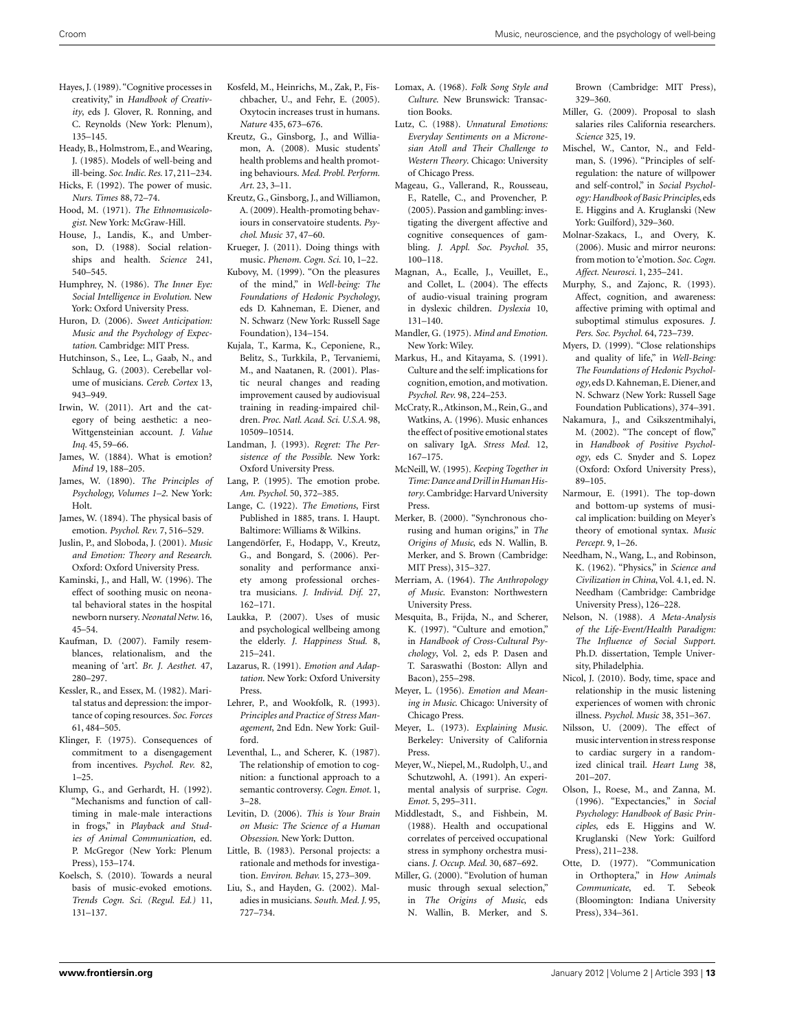Hayes, J. (1989). "Cognitive processes in creativity," in *Handbook of Creativity*, eds J. Glover, R. Ronning, and C. Reynolds (New York: Plenum), 135–145.

Heady, B., Holmstrom, E., and Wearing, J. (1985). Models of well-being and ill-being. *Soc. Indic. Res.* 17, 211–234.

Hicks, F. (1992). The power of music. *Nurs. Times* 88, 72–74.

Hood, M. (1971). *The Ethnomusicologist*. New York: McGraw-Hill.

House, J., Landis, K., and Umberson, D. (1988). Social relationships and health. *Science* 241, 540–545.

Humphrey, N. (1986). *The Inner Eye: Social Intelligence in Evolution*. New York: Oxford University Press.

Huron, D. (2006). *Sweet Anticipation: Music and the Psychology of Expectation*. Cambridge: MIT Press.

Hutchinson, S., Lee, L., Gaab, N., and Schlaug, G. (2003). Cerebellar volume of musicians. *Cereb. Cortex* 13, 943–949.

Irwin, W. (2011). Art and the category of being aesthetic: a neo-Wittgensteinian account. *J. Value Inq.* 45, 59–66.

James, W. (1884). What is emotion? *Mind* 19, 188–205.

James, W. (1890). *The Principles of Psychology, Volumes 1–2*. New York: Holt.

James, W. (1894). The physical basis of emotion. *Psychol. Rev.* 7, 516–529.

Juslin, P., and Sloboda, J. (2001). *Music and Emotion: Theory and Research*. Oxford: Oxford University Press.

Kaminski, J., and Hall, W. (1996). The effect of soothing music on neonatal behavioral states in the hospital newborn nursery. *Neonatal Netw.* 16, 45–54.

Kaufman, D. (2007). Family resemblances, relationalism, and the meaning of 'art'. *Br. J. Aesthet.* 47, 280–297.

Kessler, R., and Essex, M. (1982). Marital status and depression: the importance of coping resources. *Soc. Forces* 61, 484–505.

Klinger, F. (1975). Consequences of commitment to a disengagement from incentives. *Psychol. Rev.* 82, 1–25.

Klump, G., and Gerhardt, H. (1992). "Mechanisms and function of call-timing in male-male interactions in frogs," in *Playback and Studies of Animal Communication*, ed. P. McGregor (New York: Plenum Press), 153–174.

Koelsch, S. (2010). Towards a neural basis of music-evoked emotions. *Trends Cogn. Sci. (Regul. Ed.)* 11, 131–137.

Kosfeld, M., Heinrichs, M., Zak, P., Fischbacher, U., and Fehr, E. (2005). Oxytocin increases trust in humans. *Nature* 435, 673–676.

Kreutz, G., Ginsborg, J., and Williamon, A. (2008). Music students' health problems and health promoting behaviours. *Med. Probl. Perform. Art.* 23, 3–11.

Kreutz, G., Ginsborg, J., and Williamon, A. (2009). Health-promoting behaviours in conservatoire students. *Psychol. Music* 37, 47–60.

Krueger, J. (2011). Doing things with music. *Phenom. Cogn. Sci.* 10, 1–22.

Kubovy, M. (1999). "On the pleasures of the mind," in *Well-being: The Foundations of Hedonic Psychology*, eds D. Kahneman, E. Diener, and N. Schwarz (New York: Russell Sage Foundation), 134–154.

Kujala, T., Karma, K., Ceponiene, R., Belitz, S., Turkkila, P., Tervaniemi, M., and Naatanen, R. (2001). Plastic neural changes and reading improvement caused by audiovisual training in reading-impaired children. *Proc. Natl. Acad. Sci. U.S.A.* 98, 10509–10514.

Landman, J. (1993). *Regret: The Persistence of the Possible*. New York: Oxford University Press.

Lang, P. (1995). The emotion probe. *Am. Psychol.* 50, 372–385.

Lange, C. (1922). *The Emotions*, First Published in 1885, trans. I. Haupt. Baltimore: Williams & Wilkins.

Langendörfer, F., Hodapp, V., Kreutz, G., and Bongard, S. (2006). Personality and performance anxiety among professional orchestra musicians. *J. Individ. Dif.* 27, 162–171.

Laukka, P. (2007). Uses of music and psychological wellbeing among the elderly. *J. Happiness Stud.* 8, 215–241.

Lazarus, R. (1991). *Emotion and Adaptation*. New York: Oxford University Press.

Lehrer, P., and Wookfolk, R. (1993). *Principles and Practice of Stress Management*, 2nd Edn. New York: Guilford.

Leventhal, L., and Scherer, K. (1987). The relationship of emotion to cognition: a functional approach to a semantic controversy. *Cogn. Emot.* 1, 3–28.

Levitin, D. (2006). *This is Your Brain on Music: The Science of a Human Obsession*. New York: Dutton.

Little, B. (1983). Personal projects: a rationale and methods for investigation. *Environ. Behav.* 15, 273–309.

Liu, S., and Hayden, G. (2002). Maladies in musicians. *South. Med. J.* 95, 727–734.

Lomax, A. (1968). *Folk Song Style and Culture*. New Brunswick: Transaction Books.

Lutz, C. (1988). *Unnatural Emotions: Everyday Sentiments on a Micronesian Atoll and Their Challenge to Western Theory*. Chicago: University of Chicago Press.

Mageau, G., Vallerand, R., Rousseau, F., Ratelle, C., and Provencher, P. (2005). Passion and gambling: investigating the divergent affective and cognitive consequences of gambling. *J. Appl. Soc. Psychol.* 35, 100–118.

Magnan, A., Ecalle, J., Veuillet, E., and Collet, L. (2004). The effects of audio-visual training program in dyslexic children. *Dyslexia* 10, 131–140.

Mandler, G. (1975). *Mind and Emotion*. New York: Wiley.

Markus, H., and Kitayama, S. (1991). Culture and the self: implications for cognition, emotion, and motivation. *Psychol. Rev.* 98, 224–253.

McCraty, R., Atkinson, M., Rein, G., and Watkins, A. (1996). Music enhances the effect of positive emotional states on salivary IgA. *Stress Med.* 12, 167–175.

McNeill, W. (1995). *Keeping Together in Time: Dance and Drill in Human History*. Cambridge: Harvard University Press.

Merker, B. (2000). "Synchronous chorusing and human origins," in *The Origins of Music*, eds N. Wallin, B. Merker, and S. Brown (Cambridge: MIT Press), 315–327.

Merriam, A. (1964). *The Anthropology of Music*. Evanston: Northwestern University Press.

Mesquita, B., Frijda, N., and Scherer, K. (1997). "Culture and emotion," in *Handbook of Cross-Cultural Psychology*, Vol. 2, eds P. Dasen and T. Saraswathi (Boston: Allyn and Bacon), 255–298.

Meyer, L. (1956). *Emotion and Meaning in Music*. Chicago: University of Chicago Press.

Meyer, L. (1973). *Explaining Music*. Berkeley: University of California Press.

Meyer, W., Niepel, M., Rudolph, U., and Schutzwohl, A. (1991). An experimental analysis of surprise. *Cogn. Emot.* 5, 295–311.

Middlestadt, S., and Fishbein, M. (1988). Health and occupational correlates of perceived occupational stress in symphony orchestra musicians. *J. Occup. Med.* 30, 687–692.

Miller, G. (2000). "Evolution of human music through sexual selection," in *The Origins of Music*, eds N. Wallin, B. Merker, and S. Brown (Cambridge: MIT Press), 329–360.

Miller, G. (2009). Proposal to slash salaries riles California researchers. *Science* 325, 19.

Mischel, W., Cantor, N., and Feldman, S. (1996). "Principles of self-regulation: the nature of willpower and self-control," in *Social Psychology: Handbook of Basic Principles*, eds E. Higgins and A. Kruglanski (New York: Guilford), 329–360.

Molnar-Szakacs, I., and Overy, K. (2006). Music and mirror neurons: from motion to 'e'motion. *Soc. Cogn. Affect. Neurosci.* 1, 235–241.

Murphy, S., and Zajonc, R. (1993). Affect, cognition, and awareness: affective priming with optimal and suboptimal stimulus exposures. *J. Pers. Soc. Psychol.* 64, 723–739.

Myers, D. (1999). "Close relationships and quality of life," in *Well-Being: The Foundations of Hedonic Psychology*, eds D. Kahneman, E. Diener, and N. Schwarz (New York: Russell Sage Foundation Publications), 374–391.

Nakamura, J., and Csikszentmihalyi, M. (2002). "The concept of flow," in *Handbook of Positive Psychology*, eds C. Snyder and S. Lopez (Oxford: Oxford University Press), 89–105.

Narmour, E. (1991). The top-down and bottom-up systems of musical implication: building on Meyer's theory of emotional syntax. *Music Percept.* 9, 1–26.

Needham, N., Wang, L., and Robinson, K. (1962). "Physics," in *Science and Civilization in China*, Vol. 4.1, ed. N. Needham (Cambridge: Cambridge University Press), 126–228.

Nelson, N. (1988). *A Meta-Analysis of the Life-Event/Health Paradigm: The Influence of Social Support*. Ph.D. dissertation, Temple University, Philadelphia.

Nicol, J. (2010). Body, time, space and relationship in the music listening experiences of women with chronic illness. *Psychol. Music* 38, 351–367.

Nilsson, U. (2009). The effect of music intervention in stress response to cardiac surgery in a randomized clinical trail. *Heart Lung* 38, 201–207.

Olson, J., Roese, M., and Zanna, M. (1996). "Expectancies," in *Social Psychology: Handbook of Basic Principles*, eds E. Higgins and W. Kruglanski (New York: Guilford Press), 211–238.

Otte, D. (1977). "Communication in Orthoptera," in *How Animals Communicate*, ed. T. Sebeok (Bloomington: Indiana University Press), 334–361.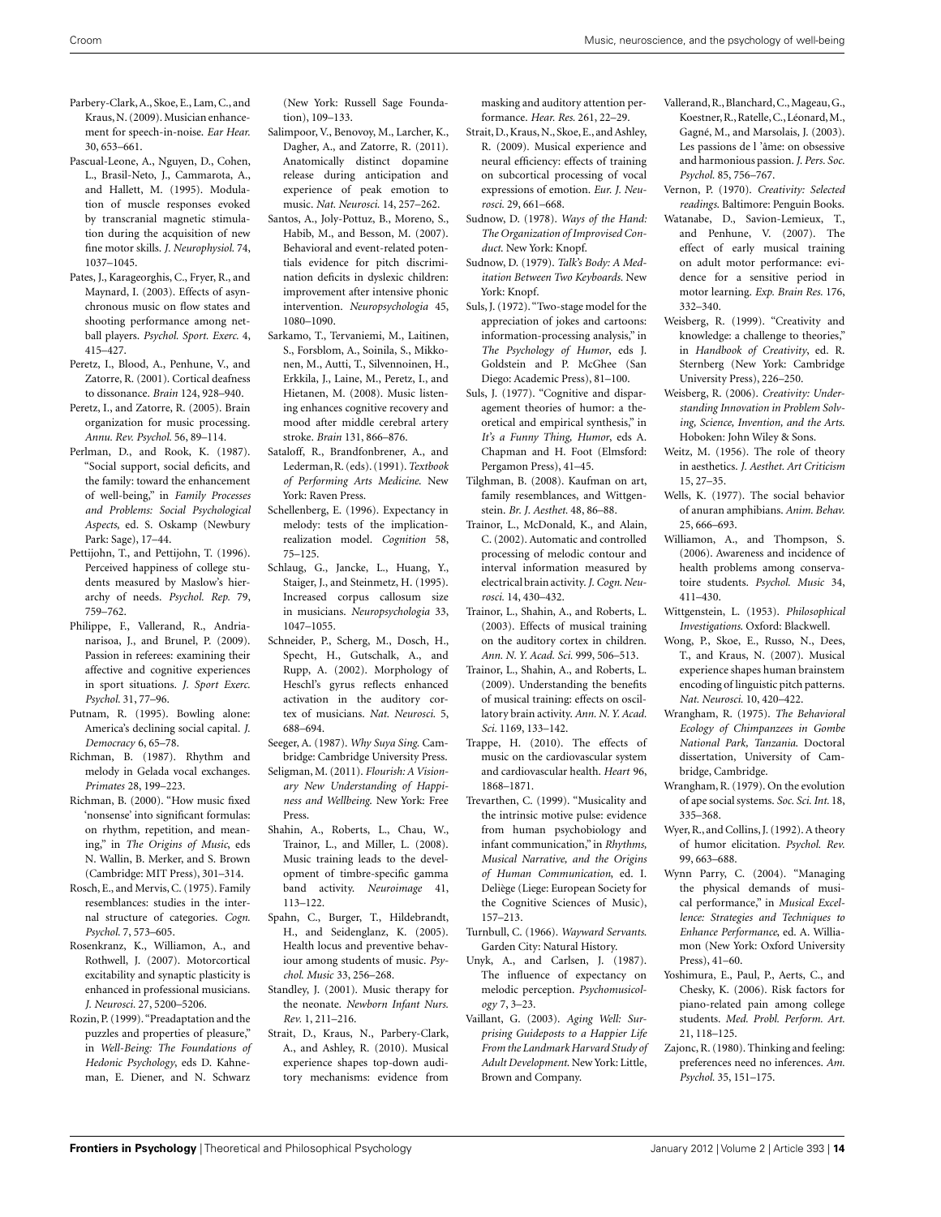Parbery-Clark, A., Skoe, E., Lam, C., and Kraus, N. (2009). Musician enhancement for speech-in-noise. *Ear Hear.* 30, 653–661.

Pascual-Leone, A., Nguyen, D., Cohen, L., Brasil-Neto, J., Cammarota, A., and Hallett, M. (1995). Modulation of muscle responses evoked by transcranial magnetic stimulation during the acquisition of new fine motor skills. *J. Neurophysiol.* 74, 1037–1045.

Pates, J., Karageorghis, C., Fryer, R., and Maynard, I. (2003). Effects of asynchronous music on flow states and shooting performance among netball players. *Psychol. Sport. Exerc.* 4, 415–427.

Peretz, I., Blood, A., Penhune, V., and Zatorre, R. (2001). Cortical deafness to dissonance. *Brain* 124, 928–940.

Peretz, I., and Zatorre, R. (2005). Brain organization for music processing. *Annu. Rev. Psychol.* 56, 89–114.

Perlman, D., and Rook, K. (1987). "Social support, social deficits, and the family: toward the enhancement of well-being," in *Family Processes and Problems: Social Psychological Aspects*, ed. S. Oskamp (Newbury Park: Sage), 17–44.

Pettijohn, T., and Pettijohn, T. (1996). Perceived happiness of college students measured by Maslow's hierarchy of needs. *Psychol. Rep.* 79, 759–762.

Philippe, F., Vallerand, R., Andrianarisoa, J., and Brunel, P. (2009). Passion in referees: examining their affective and cognitive experiences in sport situations. *J. Sport Exerc. Psychol.* 31, 77–96.

Putnam, R. (1995). Bowling alone: America's declining social capital. *J. Democracy* 6, 65–78.

Richman, B. (1987). Rhythm and melody in Gelada vocal exchanges. *Primates* 28, 199–223.

Richman, B. (2000). "How music fixed 'nonsense' into significant formulas: on rhythm, repetition, and meaning," in *The Origins of Music*, eds N. Wallin, B. Merker, and S. Brown (Cambridge: MIT Press), 301–314.

Rosch, E., and Mervis, C. (1975). Family resemblances: studies in the internal structure of categories. *Cogn. Psychol.* 7, 573–605.

Rosenkranz, K., Williamon, A., and Rothwell, J. (2007). Motorcortical excitability and synaptic plasticity is enhanced in professional musicians. *J. Neurosci.* 27, 5200–5206.

Rozin, P. (1999). "Preadaptation and the puzzles and properties of pleasure," in *Well-Being: The Foundations of Hedonic Psychology*, eds D. Kahneman, E. Diener, and N. Schwarz (New York: Russell Sage Foundation), 109–133.

Salimpoor, V., Benovoy, M., Larcher, K., Dagher, A., and Zatorre, R. (2011). Anatomically distinct dopamine release during anticipation and experience of peak emotion to music. *Nat. Neurosci.* 14, 257–262.

Santos, A., Joly-Pottuz, B., Moreno, S., Habib, M., and Besson, M. (2007). Behavioral and event-related potentials evidence for pitch discrimination deficits in dyslexic children: improvement after intensive phonic intervention. *Neuropsychologia* 45, 1080–1090.

Sarkamo, T., Tervaniemi, M., Laitinen, S., Forsblom, A., Soinila, S., Mikkonen, M., Autti, T., Silvennoinen, H., Erkkila, J., Laine, M., Peretz, I., and Hietanen, M. (2008). Music listening enhances cognitive recovery and mood after middle cerebral artery stroke. *Brain* 131, 866–876.

Sataloff, R., Brandfonbrener, A., and Lederman, R. (eds). (1991). *Textbook of Performing Arts Medicine*. New York: Raven Press.

Schellenberg, E. (1996). Expectancy in melody: tests of the implication-realization model. *Cognition* 58, 75–125.

Schlaug, G., Jancke, L., Huang, Y., Staiger, J., and Steinmetz, H. (1995). Increased corpus callosum size in musicians. *Neuropsychologia* 33, 1047–1055.

Schneider, P., Scherg, M., Dosch, H., Specht, H., Gutschalk, A., and Rupp, A. (2002). Morphology of Heschl's gyrus reflects enhanced activation in the auditory cortex of musicians. *Nat. Neurosci.* 5, 688–694.

Seeger, A. (1987). *Why Suya Sing*. Cambridge: Cambridge University Press.

Seligman, M. (2011). *Flourish: A Visionary New Understanding of Happiness and Wellbeing*. New York: Free Press.

Shahin, A., Roberts, L., Chau, W., Trainor, L., and Miller, L. (2008). Music training leads to the development of timbre-specific gamma band activity. *Neuroimage* 41, 113–122.

Spahn, C., Burger, T., Hildebrandt, H., and Seidenglanz, K. (2005). Health locus and preventive behaviour among students of music. *Psychol. Music* 33, 256–268.

Standley, J. (2001). Music therapy for the neonate. *Newborn Infant Nurs. Rev.* 1, 211–216.

Strait, D., Kraus, N., Parbery-Clark, A., and Ashley, R. (2010). Musical experience shapes top-down auditory mechanisms: evidence from masking and auditory attention performance. *Hear. Res.* 261, 22–29.

Strait, D., Kraus, N., Skoe, E., and Ashley, R. (2009). Musical experience and neural efficiency: effects of training on subcortical processing of vocal expressions of emotion. *Eur. J. Neurosci.* 29, 661–668.

Sudnow, D. (1978). *Ways of the Hand: The Organization of Improvised Conduct*. New York: Knopf.

Sudnow, D. (1979). *Talk's Body: A Meditation Between Two Keyboards*. New York: Knopf.

Suls, J. (1972). "Two-stage model for the appreciation of jokes and cartoons: information-processing analysis," in *The Psychology of Humor*, eds J. Goldstein and P. McGhee (San Diego: Academic Press), 81–100.

Suls, J. (1977). "Cognitive and disparagement theories of humor: a theoretical and empirical synthesis," in *It's a Funny Thing, Humor*, eds A. Chapman and H. Foot (Elmsford: Pergamon Press), 41–45.

Tilghman, B. (2008). Kaufman on art, family resemblances, and Wittgenstein. *Br. J. Aesthet.* 48, 86–88.

Trainor, L., McDonald, K., and Alain, C. (2002). Automatic and controlled processing of melodic contour and interval information measured by electrical brain activity. *J. Cogn. Neurosci.* 14, 430–432.

Trainor, L., Shahin, A., and Roberts, L. (2003). Effects of musical training on the auditory cortex in children. *Ann. N. Y. Acad. Sci.* 999, 506–513.

Trainor, L., Shahin, A., and Roberts, L. (2009). Understanding the benefits of musical training: effects on oscillatory brain activity. *Ann. N. Y. Acad. Sci.* 1169, 133–142.

Trappe, H. (2010). The effects of music on the cardiovascular system and cardiovascular health. *Heart* 96, 1868–1871.

Trevarthen, C. (1999). "Musicality and the intrinsic motive pulse: evidence from human psychobiology and infant communication," in *Rhythms, Musical Narrative, and the Origins of Human Communication*, ed. I. Deliège (Liege: European Society for the Cognitive Sciences of Music), 157–213.

Turnbull, C. (1966). *Wayward Servants*. Garden City: Natural History.

Unyk, A., and Carlsen, J. (1987). The influence of expectancy on melodic perception. *Psychomusicology* 7, 3–23.

Vaillant, G. (2003). *Aging Well: Surprising Guideposts to a Happier Life From the Landmark Harvard Study of Adult Development*. New York: Little, Brown and Company.

Vallerand, R., Blanchard, C., Mageau, G., Koestner, R., Ratelle, C., Léonard, M., Gagné, M., and Marsolais, J. (2003). Les passions de l 'âme: on obsessive and harmonious passion. *J. Pers. Soc. Psychol.* 85, 756–767.

Vernon, P. (1970). *Creativity: Selected readings*. Baltimore: Penguin Books.

Watanabe, D., Savion-Lemieux, T., and Penhune, V. (2007). The effect of early musical training on adult motor performance: evidence for a sensitive period in motor learning. *Exp. Brain Res.* 176, 332–340.

Weisberg, R. (1999). "Creativity and knowledge: a challenge to theories," in *Handbook of Creativity*, ed. R. Sternberg (New York: Cambridge University Press), 226–250.

Weisberg, R. (2006). *Creativity: Understanding Innovation in Problem Solving, Science, Invention, and the Arts*. Hoboken: John Wiley & Sons.

Weitz, M. (1956). The role of theory in aesthetics. *J. Aesthet. Art Criticism* 15, 27–35.

Wells, K. (1977). The social behavior of anuran amphibians. *Anim. Behav.* 25, 666–693.

Williamon, A., and Thompson, S. (2006). Awareness and incidence of health problems among conservatoire students. *Psychol. Music* 34, 411–430.

Wittgenstein, L. (1953). *Philosophical Investigations*. Oxford: Blackwell.

Wong, P., Skoe, E., Russo, N., Dees, T., and Kraus, N. (2007). Musical experience shapes human brainstem encoding of linguistic pitch patterns. *Nat. Neurosci.* 10, 420–422.

Wrangham, R. (1975). *The Behavioral Ecology of Chimpanzees in Gombe National Park, Tanzania*. Doctoral dissertation, University of Cambridge, Cambridge.

Wrangham, R. (1979). On the evolution of ape social systems. *Soc. Sci. Int.* 18, 335–368.

Wyer, R., and Collins, J. (1992). A theory of humor elicitation. *Psychol. Rev.* 99, 663–688.

Wynn Parry, C. (2004). "Managing the physical demands of musical performance," in *Musical Excellence: Strategies and Techniques to Enhance Performance*, ed. A. Williamon (New York: Oxford University Press), 41–60.

Yoshimura, E., Paul, P., Aerts, C., and Chesky, K. (2006). Risk factors for piano-related pain among college students. *Med. Probl. Perform. Art.* 21, 118–125.

Zajonc, R. (1980). Thinking and feeling: preferences need no inferences. *Am. Psychol.* 35, 151–175.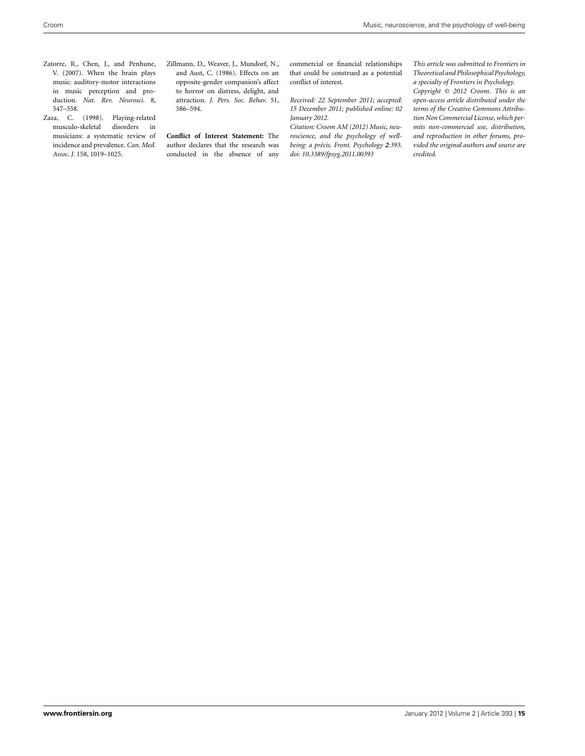Zatorre, R., Chen, J., and Penhune, V. (2007). When the brain plays music: auditory-motor interactions in music perception and production. *Nat. Rev. Neurosci.* 8, 547–558.

Zaza, C. (1998). Playing-related musculo-skeletal disorders in musicians: a systematic review of incidence and prevalence. *Can. Med. Assoc. J.* 158, 1019–1025.

Zillmann, D., Weaver, J., Mundorf, N., and Aust, C. (1986). Effects on an opposite-gender companion's affect to horror on distress, delight, and attraction. *J. Pers. Soc. Behav.* 51, 586–594.

**Conflict of Interest Statement:** The author declares that the research was conducted in the absence of any commercial or financial relationships that could be construed as a potential conflict of interest.

*Received: 22 September 2011; accepted: 15 December 2011; published online: 02 January 2012.*

*Citation: Croom AM (2012) Music, neuroscience, and the psychology of well-being: a précis. Front. Psychology **2**:393. doi: 10.3389/fpsyg.2011.00393*

*This article was submitted to Frontiers in Theoretical and Philosophical Psychology, a specialty of Frontiers in Psychology.*

*Copyright © 2012 Croom. This is an open-access article distributed under the terms of the Creative Commons Attribution Non Commercial License, which permits non-commercial use, distribution, and reproduction in other forums, provided the original authors and source are credited.*